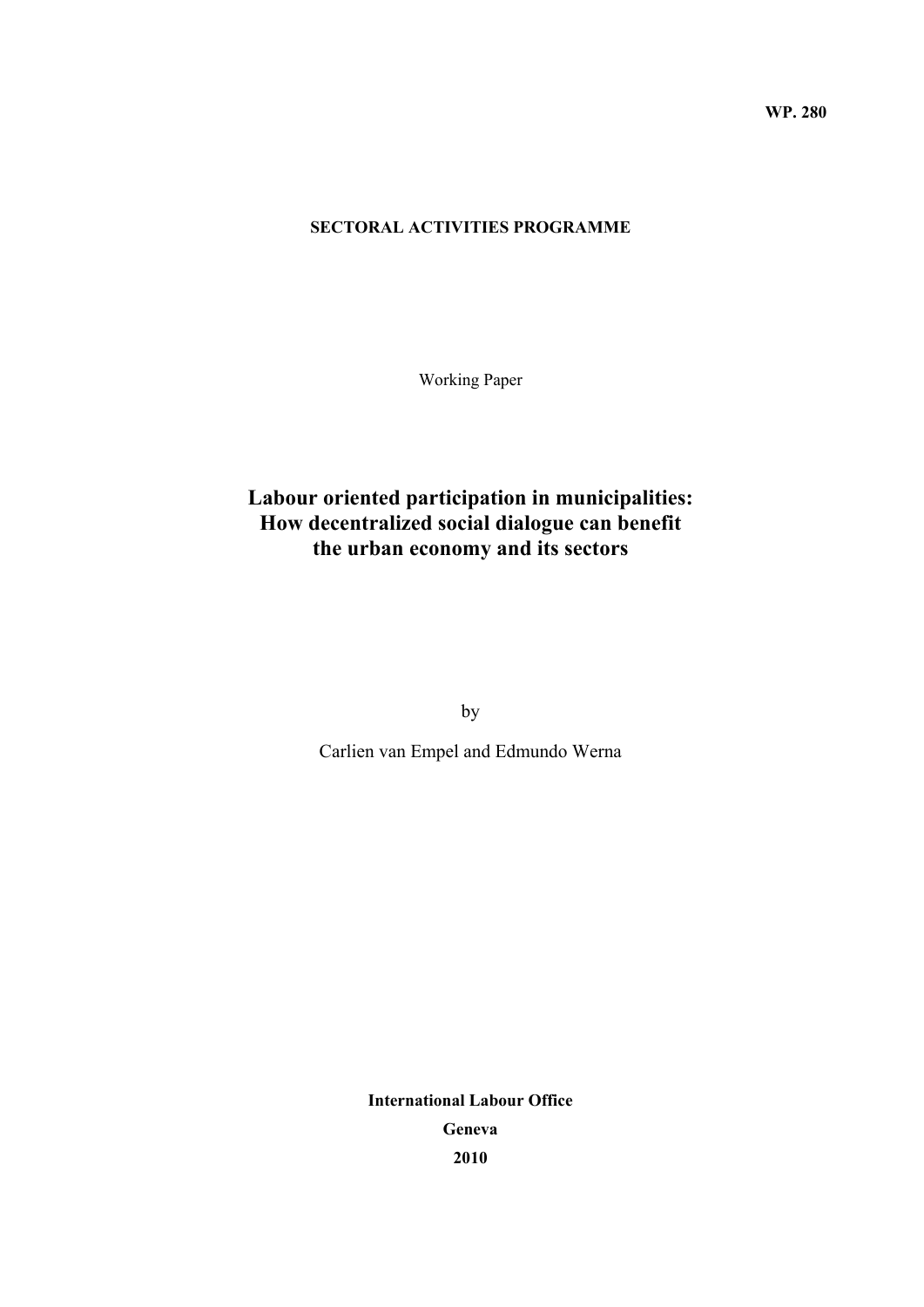**WP. 280**

**SECTORAL ACTIVITIES PROGRAMME**

Working Paper

# Labour oriented participation in municipalities: How decentralized social dialogue can benefit the urban economy and its sectors

by

Carlien van Empel and Edmundo Werna

**International Labour Office**

**Geneva**

**2010**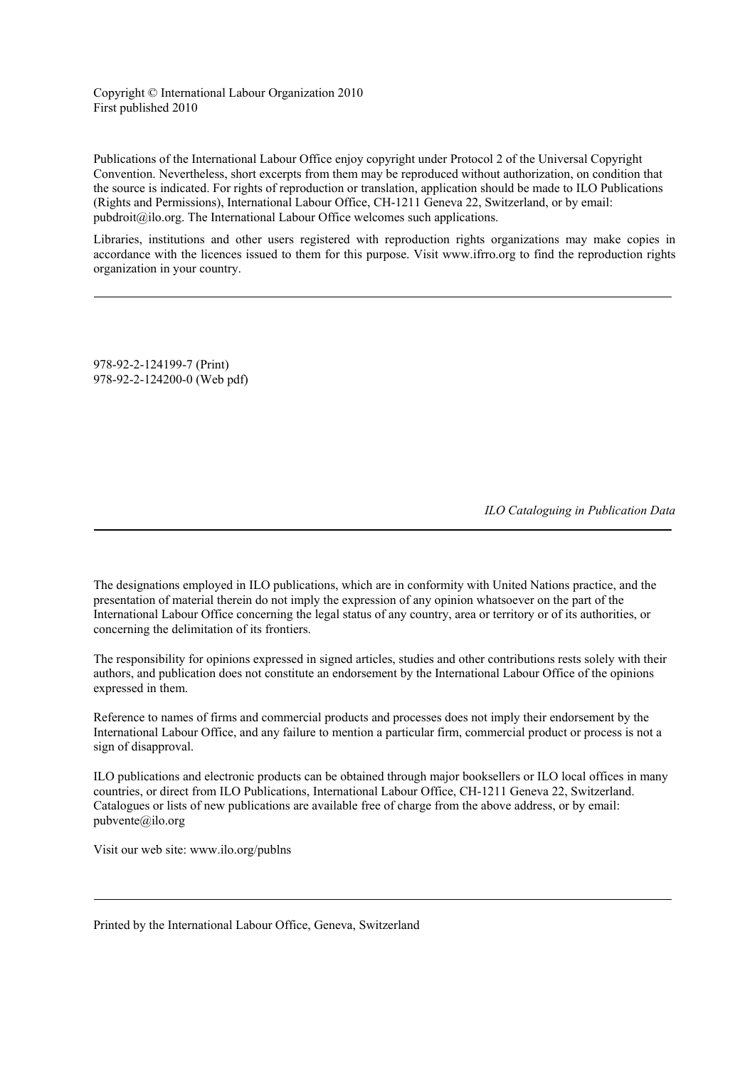Copyright © International Labour Organization 2010
First published 2010

Publications of the International Labour Office enjoy copyright under Protocol 2 of the Universal Copyright Convention. Nevertheless, short excerpts from them may be reproduced without authorization, on condition that the source is indicated. For rights of reproduction or translation, application should be made to ILO Publications (Rights and Permissions), International Labour Office, CH-1211 Geneva 22, Switzerland, or by email: pubdroit@ilo.org. The International Labour Office welcomes such applications.

Libraries, institutions and other users registered with reproduction rights organizations may make copies in accordance with the licences issued to them for this purpose. Visit www.ifrro.org to find the reproduction rights organization in your country.

---

978-92-2-124199-7 (Print)
978-92-2-124200-0 (Web pdf)

*ILO Cataloguing in Publication Data*

---

The designations employed in ILO publications, which are in conformity with United Nations practice, and the presentation of material therein do not imply the expression of any opinion whatsoever on the part of the International Labour Office concerning the legal status of any country, area or territory or of its authorities, or concerning the delimitation of its frontiers.

The responsibility for opinions expressed in signed articles, studies and other contributions rests solely with their authors, and publication does not constitute an endorsement by the International Labour Office of the opinions expressed in them.

Reference to names of firms and commercial products and processes does not imply their endorsement by the International Labour Office, and any failure to mention a particular firm, commercial product or process is not a sign of disapproval.

ILO publications and electronic products can be obtained through major booksellers or ILO local offices in many countries, or direct from ILO Publications, International Labour Office, CH-1211 Geneva 22, Switzerland. Catalogues or lists of new publications are available free of charge from the above address, or by email: pubvente@ilo.org

Visit our web site: www.ilo.org/publns

---

Printed by the International Labour Office, Geneva, Switzerland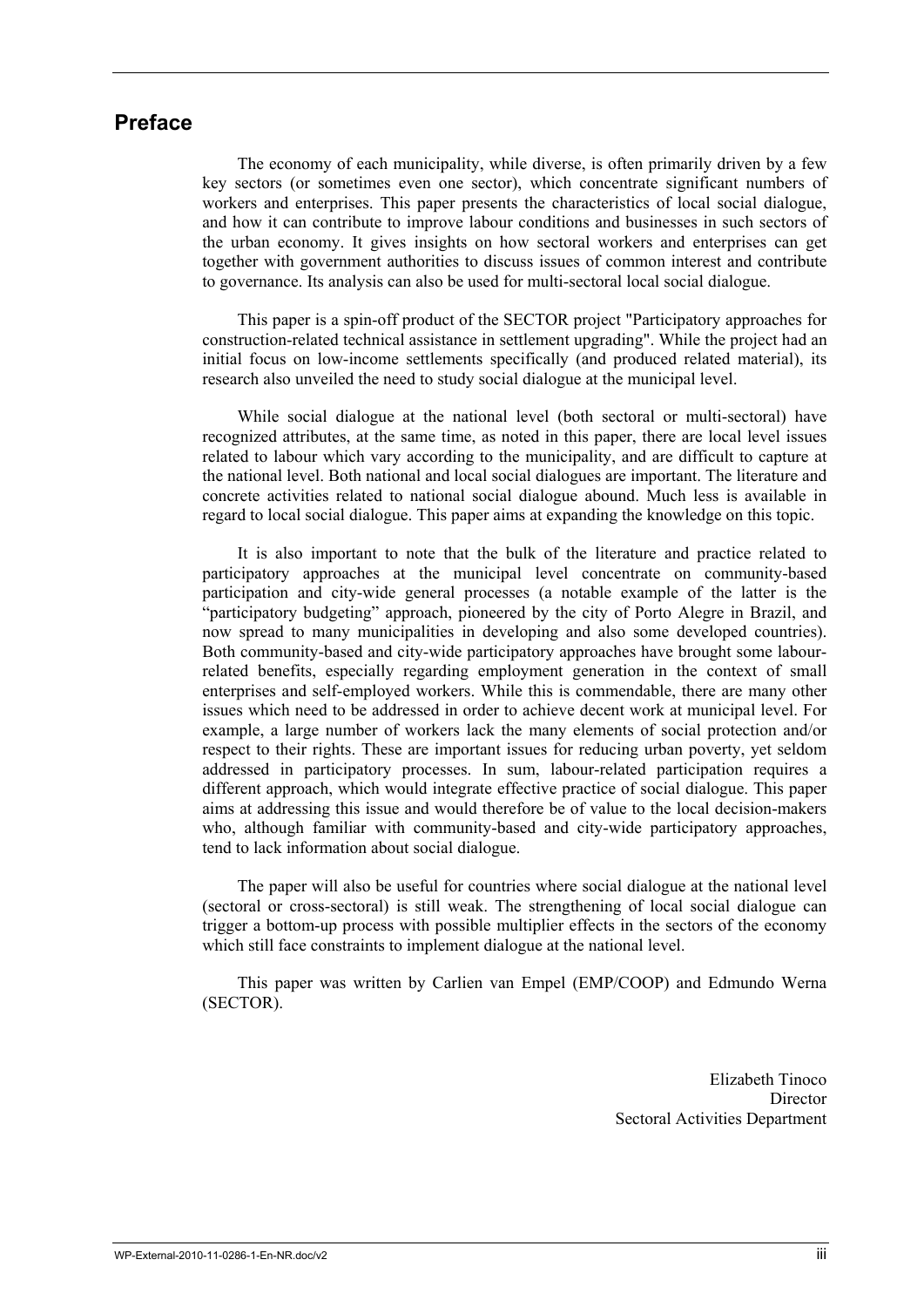# Preface

The economy of each municipality, while diverse, is often primarily driven by a few key sectors (or sometimes even one sector), which concentrate significant numbers of workers and enterprises. This paper presents the characteristics of local social dialogue, and how it can contribute to improve labour conditions and businesses in such sectors of the urban economy. It gives insights on how sectoral workers and enterprises can get together with government authorities to discuss issues of common interest and contribute to governance. Its analysis can also be used for multi-sectoral local social dialogue.

This paper is a spin-off product of the SECTOR project "Participatory approaches for construction-related technical assistance in settlement upgrading". While the project had an initial focus on low-income settlements specifically (and produced related material), its research also unveiled the need to study social dialogue at the municipal level.

While social dialogue at the national level (both sectoral or multi-sectoral) have recognized attributes, at the same time, as noted in this paper, there are local level issues related to labour which vary according to the municipality, and are difficult to capture at the national level. Both national and local social dialogues are important. The literature and concrete activities related to national social dialogue abound. Much less is available in regard to local social dialogue. This paper aims at expanding the knowledge on this topic.

It is also important to note that the bulk of the literature and practice related to participatory approaches at the municipal level concentrate on community-based participation and city-wide general processes (a notable example of the latter is the "participatory budgeting" approach, pioneered by the city of Porto Alegre in Brazil, and now spread to many municipalities in developing and also some developed countries). Both community-based and city-wide participatory approaches have brought some labour-related benefits, especially regarding employment generation in the context of small enterprises and self-employed workers. While this is commendable, there are many other issues which need to be addressed in order to achieve decent work at municipal level. For example, a large number of workers lack the many elements of social protection and/or respect to their rights. These are important issues for reducing urban poverty, yet seldom addressed in participatory processes. In sum, labour-related participation requires a different approach, which would integrate effective practice of social dialogue. This paper aims at addressing this issue and would therefore be of value to the local decision-makers who, although familiar with community-based and city-wide participatory approaches, tend to lack information about social dialogue.

The paper will also be useful for countries where social dialogue at the national level (sectoral or cross-sectoral) is still weak. The strengthening of local social dialogue can trigger a bottom-up process with possible multiplier effects in the sectors of the economy which still face constraints to implement dialogue at the national level.

This paper was written by Carlien van Empel (EMP/COOP) and Edmundo Werna (SECTOR).

Elizabeth Tinoco
Director
Sectoral Activities Department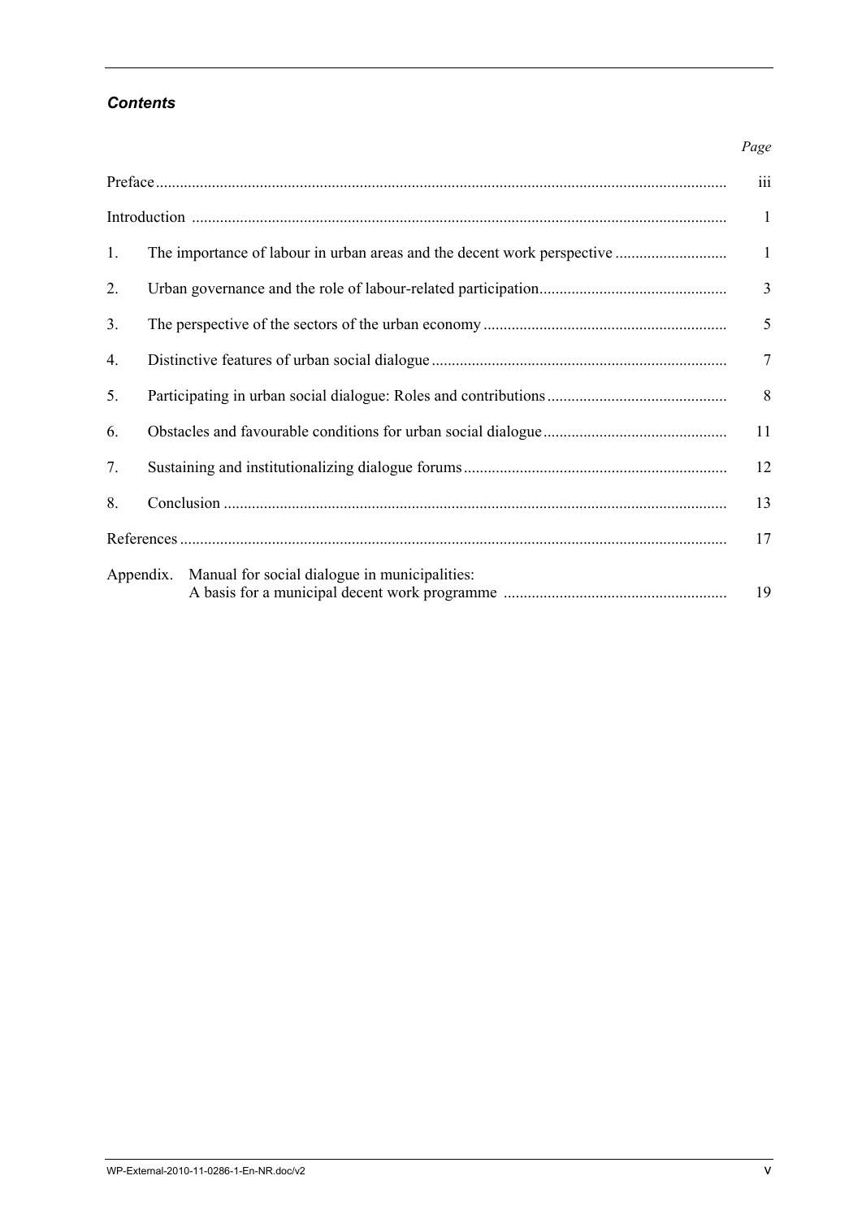## *Contents*

| | Page |
|---|---|
| Preface | iii |
| Introduction | 1 |
| 1. The importance of labour in urban areas and the decent work perspective | 1 |
| 2. Urban governance and the role of labour-related participation | 3 |
| 3. The perspective of the sectors of the urban economy | 5 |
| 4. Distinctive features of urban social dialogue | 7 |
| 5. Participating in urban social dialogue: Roles and contributions | 8 |
| 6. Obstacles and favourable conditions for urban social dialogue | 11 |
| 7. Sustaining and institutionalizing dialogue forums | 12 |
| 8. Conclusion | 13 |
| References | 17 |
| Appendix. Manual for social dialogue in municipalities: A basis for a municipal decent work programme | 19 |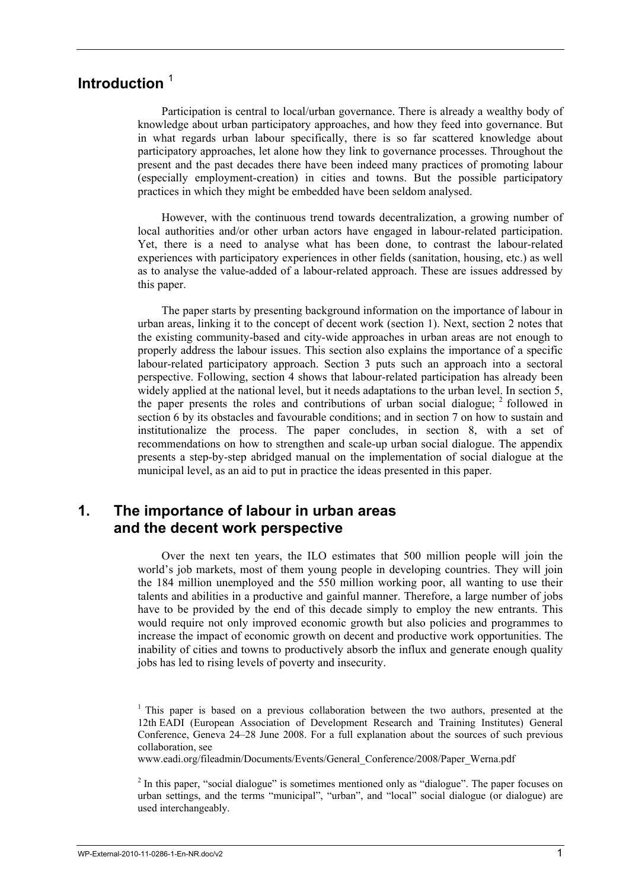## Introduction [1]

Participation is central to local/urban governance. There is already a wealthy body of knowledge about urban participatory approaches, and how they feed into governance. But in what regards urban labour specifically, there is so far scattered knowledge about participatory approaches, let alone how they link to governance processes. Throughout the present and the past decades there have been indeed many practices of promoting labour (especially employment-creation) in cities and towns. But the possible participatory practices in which they might be embedded have been seldom analysed.

However, with the continuous trend towards decentralization, a growing number of local authorities and/or other urban actors have engaged in labour-related participation. Yet, there is a need to analyse what has been done, to contrast the labour-related experiences with participatory experiences in other fields (sanitation, housing, etc.) as well as to analyse the value-added of a labour-related approach. These are issues addressed by this paper.

The paper starts by presenting background information on the importance of labour in urban areas, linking it to the concept of decent work (section 1). Next, section 2 notes that the existing community-based and city-wide approaches in urban areas are not enough to properly address the labour issues. This section also explains the importance of a specific labour-related participatory approach. Section 3 puts such an approach into a sectoral perspective. Following, section 4 shows that labour-related participation has already been widely applied at the national level, but it needs adaptations to the urban level. In section 5, the paper presents the roles and contributions of urban social dialogue; [2] followed in section 6 by its obstacles and favourable conditions; and in section 7 on how to sustain and institutionalize the process. The paper concludes, in section 8, with a set of recommendations on how to strengthen and scale-up urban social dialogue. The appendix presents a step-by-step abridged manual on the implementation of social dialogue at the municipal level, as an aid to put in practice the ideas presented in this paper.

## 1. The importance of labour in urban areas and the decent work perspective

Over the next ten years, the ILO estimates that 500 million people will join the world's job markets, most of them young people in developing countries. They will join the 184 million unemployed and the 550 million working poor, all wanting to use their talents and abilities in a productive and gainful manner. Therefore, a large number of jobs have to be provided by the end of this decade simply to employ the new entrants. This would require not only improved economic growth but also policies and programmes to increase the impact of economic growth on decent and productive work opportunities. The inability of cities and towns to productively absorb the influx and generate enough quality jobs has led to rising levels of poverty and insecurity.

[1] This paper is based on a previous collaboration between the two authors, presented at the 12th EADI (European Association of Development Research and Training Institutes) General Conference, Geneva 24–28 June 2008. For a full explanation about the sources of such previous collaboration, see www.eadi.org/fileadmin/Documents/Events/General_Conference/2008/Paper_Werna.pdf

[2] In this paper, "social dialogue" is sometimes mentioned only as "dialogue". The paper focuses on urban settings, and the terms "municipal", "urban", and "local" social dialogue (or dialogue) are used interchangeably.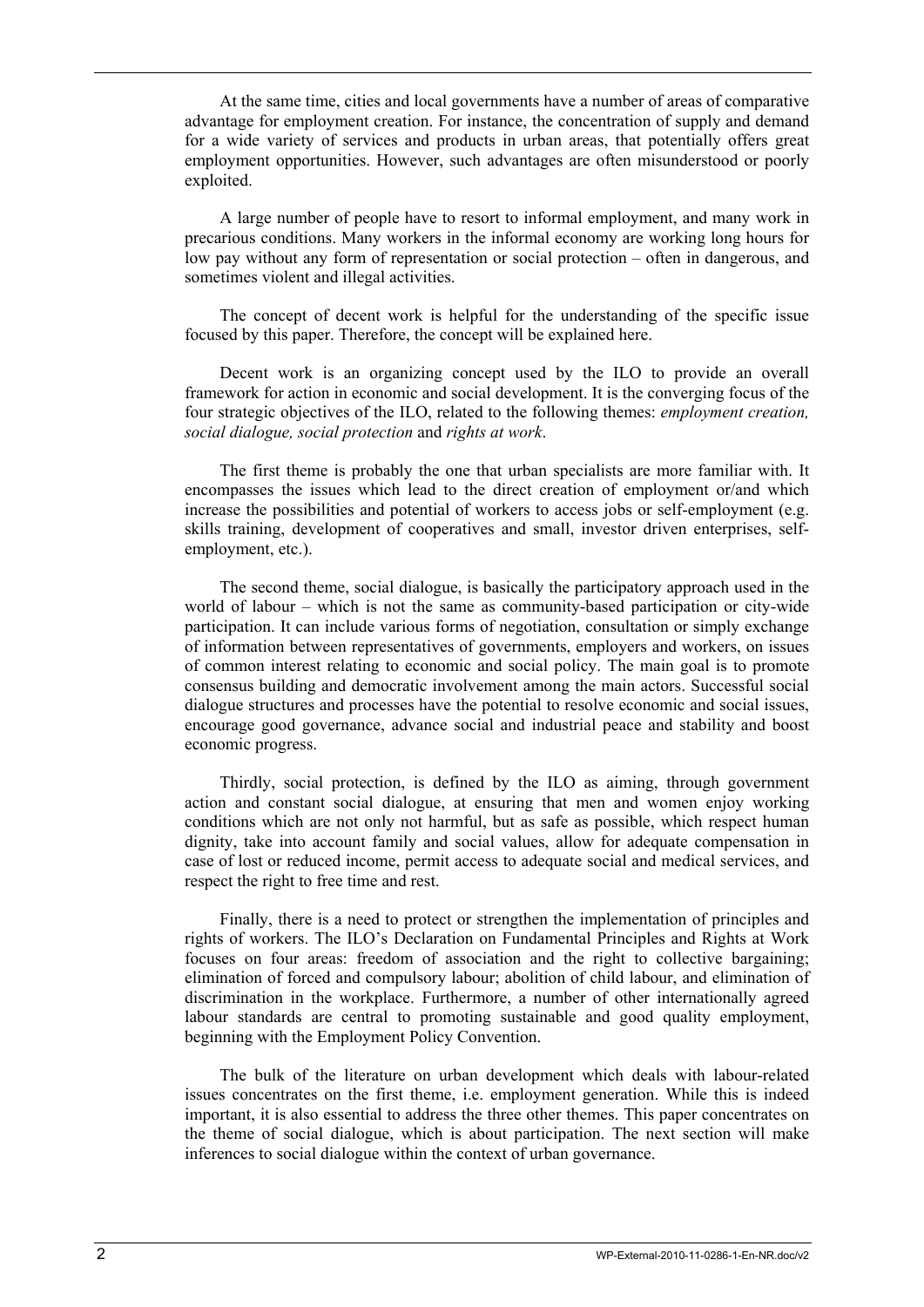At the same time, cities and local governments have a number of areas of comparative advantage for employment creation. For instance, the concentration of supply and demand for a wide variety of services and products in urban areas, that potentially offers great employment opportunities. However, such advantages are often misunderstood or poorly exploited.

A large number of people have to resort to informal employment, and many work in precarious conditions. Many workers in the informal economy are working long hours for low pay without any form of representation or social protection – often in dangerous, and sometimes violent and illegal activities.

The concept of decent work is helpful for the understanding of the specific issue focused by this paper. Therefore, the concept will be explained here.

Decent work is an organizing concept used by the ILO to provide an overall framework for action in economic and social development. It is the converging focus of the four strategic objectives of the ILO, related to the following themes: *employment creation, social dialogue, social protection* and *rights at work*.

The first theme is probably the one that urban specialists are more familiar with. It encompasses the issues which lead to the direct creation of employment or/and which increase the possibilities and potential of workers to access jobs or self-employment (e.g. skills training, development of cooperatives and small, investor driven enterprises, self-employment, etc.).

The second theme, social dialogue, is basically the participatory approach used in the world of labour – which is not the same as community-based participation or city-wide participation. It can include various forms of negotiation, consultation or simply exchange of information between representatives of governments, employers and workers, on issues of common interest relating to economic and social policy. The main goal is to promote consensus building and democratic involvement among the main actors. Successful social dialogue structures and processes have the potential to resolve economic and social issues, encourage good governance, advance social and industrial peace and stability and boost economic progress.

Thirdly, social protection, is defined by the ILO as aiming, through government action and constant social dialogue, at ensuring that men and women enjoy working conditions which are not only not harmful, but as safe as possible, which respect human dignity, take into account family and social values, allow for adequate compensation in case of lost or reduced income, permit access to adequate social and medical services, and respect the right to free time and rest.

Finally, there is a need to protect or strengthen the implementation of principles and rights of workers. The ILO's Declaration on Fundamental Principles and Rights at Work focuses on four areas: freedom of association and the right to collective bargaining; elimination of forced and compulsory labour; abolition of child labour, and elimination of discrimination in the workplace. Furthermore, a number of other internationally agreed labour standards are central to promoting sustainable and good quality employment, beginning with the Employment Policy Convention.

The bulk of the literature on urban development which deals with labour-related issues concentrates on the first theme, i.e. employment generation. While this is indeed important, it is also essential to address the three other themes. This paper concentrates on the theme of social dialogue, which is about participation. The next section will make inferences to social dialogue within the context of urban governance.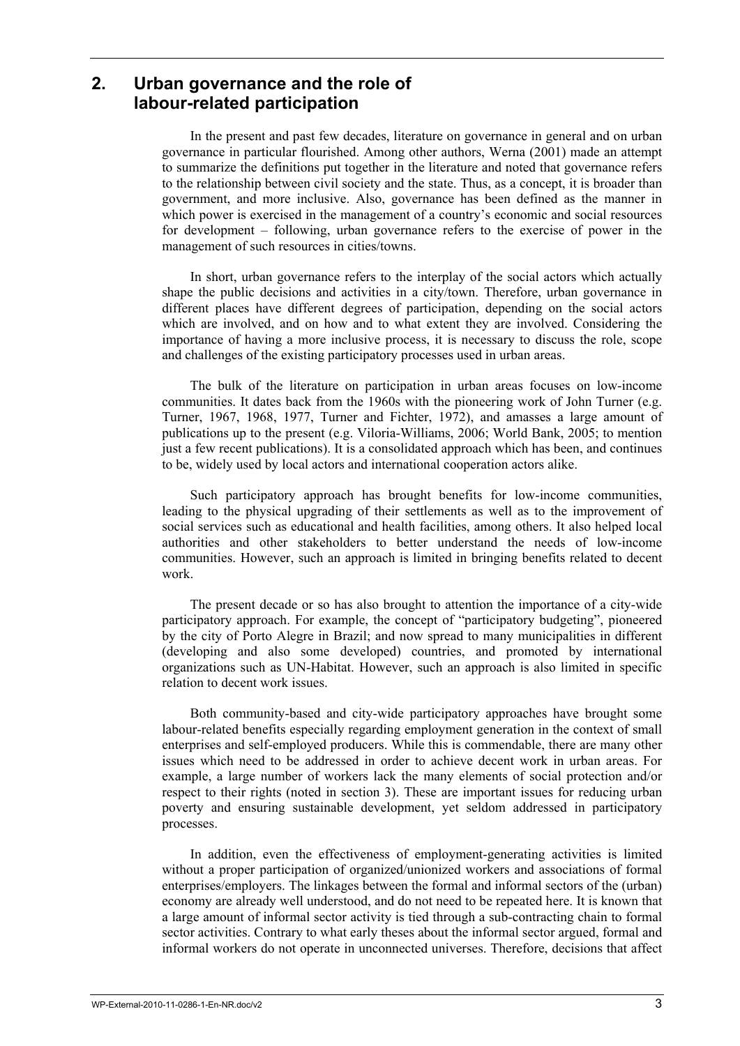## 2. Urban governance and the role of labour-related participation

In the present and past few decades, literature on governance in general and on urban governance in particular flourished. Among other authors, Werna (2001) made an attempt to summarize the definitions put together in the literature and noted that governance refers to the relationship between civil society and the state. Thus, as a concept, it is broader than government, and more inclusive. Also, governance has been defined as the manner in which power is exercised in the management of a country's economic and social resources for development – following, urban governance refers to the exercise of power in the management of such resources in cities/towns.

In short, urban governance refers to the interplay of the social actors which actually shape the public decisions and activities in a city/town. Therefore, urban governance in different places have different degrees of participation, depending on the social actors which are involved, and on how and to what extent they are involved. Considering the importance of having a more inclusive process, it is necessary to discuss the role, scope and challenges of the existing participatory processes used in urban areas.

The bulk of the literature on participation in urban areas focuses on low-income communities. It dates back from the 1960s with the pioneering work of John Turner (e.g. Turner, 1967, 1968, 1977, Turner and Fichter, 1972), and amasses a large amount of publications up to the present (e.g. Viloria-Williams, 2006; World Bank, 2005; to mention just a few recent publications). It is a consolidated approach which has been, and continues to be, widely used by local actors and international cooperation actors alike.

Such participatory approach has brought benefits for low-income communities, leading to the physical upgrading of their settlements as well as to the improvement of social services such as educational and health facilities, among others. It also helped local authorities and other stakeholders to better understand the needs of low-income communities. However, such an approach is limited in bringing benefits related to decent work.

The present decade or so has also brought to attention the importance of a city-wide participatory approach. For example, the concept of "participatory budgeting", pioneered by the city of Porto Alegre in Brazil; and now spread to many municipalities in different (developing and also some developed) countries, and promoted by international organizations such as UN-Habitat. However, such an approach is also limited in specific relation to decent work issues.

Both community-based and city-wide participatory approaches have brought some labour-related benefits especially regarding employment generation in the context of small enterprises and self-employed producers. While this is commendable, there are many other issues which need to be addressed in order to achieve decent work in urban areas. For example, a large number of workers lack the many elements of social protection and/or respect to their rights (noted in section 3). These are important issues for reducing urban poverty and ensuring sustainable development, yet seldom addressed in participatory processes.

In addition, even the effectiveness of employment-generating activities is limited without a proper participation of organized/unionized workers and associations of formal enterprises/employers. The linkages between the formal and informal sectors of the (urban) economy are already well understood, and do not need to be repeated here. It is known that a large amount of informal sector activity is tied through a sub-contracting chain to formal sector activities. Contrary to what early theses about the informal sector argued, formal and informal workers do not operate in unconnected universes. Therefore, decisions that affect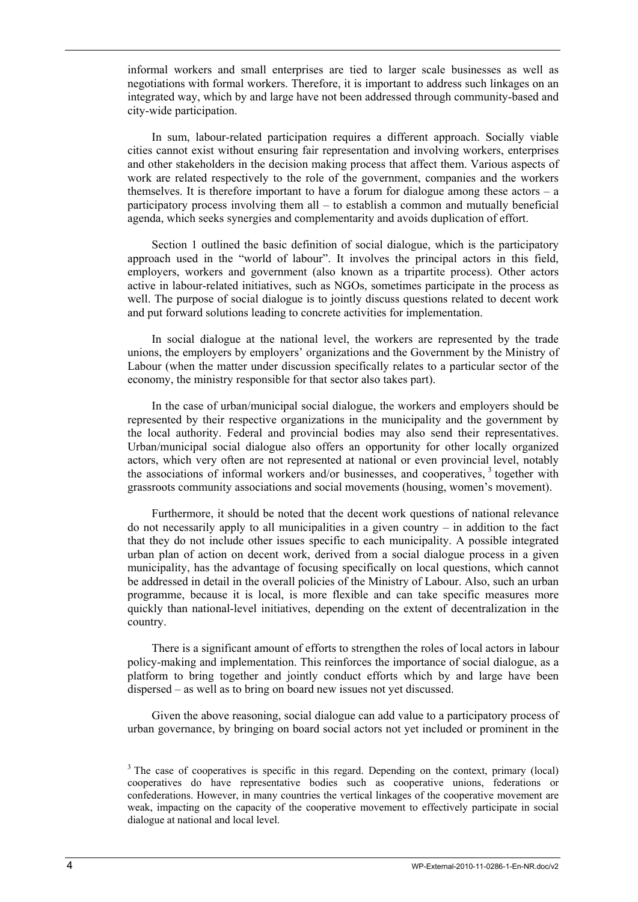informal workers and small enterprises are tied to larger scale businesses as well as negotiations with formal workers. Therefore, it is important to address such linkages on an integrated way, which by and large have not been addressed through community-based and city-wide participation.

In sum, labour-related participation requires a different approach. Socially viable cities cannot exist without ensuring fair representation and involving workers, enterprises and other stakeholders in the decision making process that affect them. Various aspects of work are related respectively to the role of the government, companies and the workers themselves. It is therefore important to have a forum for dialogue among these actors – a participatory process involving them all – to establish a common and mutually beneficial agenda, which seeks synergies and complementarity and avoids duplication of effort.

Section 1 outlined the basic definition of social dialogue, which is the participatory approach used in the "world of labour". It involves the principal actors in this field, employers, workers and government (also known as a tripartite process). Other actors active in labour-related initiatives, such as NGOs, sometimes participate in the process as well. The purpose of social dialogue is to jointly discuss questions related to decent work and put forward solutions leading to concrete activities for implementation.

In social dialogue at the national level, the workers are represented by the trade unions, the employers by employers' organizations and the Government by the Ministry of Labour (when the matter under discussion specifically relates to a particular sector of the economy, the ministry responsible for that sector also takes part).

In the case of urban/municipal social dialogue, the workers and employers should be represented by their respective organizations in the municipality and the government by the local authority. Federal and provincial bodies may also send their representatives. Urban/municipal social dialogue also offers an opportunity for other locally organized actors, which very often are not represented at national or even provincial level, notably the associations of informal workers and/or businesses, and cooperatives, [3] together with grassroots community associations and social movements (housing, women's movement).

Furthermore, it should be noted that the decent work questions of national relevance do not necessarily apply to all municipalities in a given country – in addition to the fact that they do not include other issues specific to each municipality. A possible integrated urban plan of action on decent work, derived from a social dialogue process in a given municipality, has the advantage of focusing specifically on local questions, which cannot be addressed in detail in the overall policies of the Ministry of Labour. Also, such an urban programme, because it is local, is more flexible and can take specific measures more quickly than national-level initiatives, depending on the extent of decentralization in the country.

There is a significant amount of efforts to strengthen the roles of local actors in labour policy-making and implementation. This reinforces the importance of social dialogue, as a platform to bring together and jointly conduct efforts which by and large have been dispersed – as well as to bring on board new issues not yet discussed.

Given the above reasoning, social dialogue can add value to a participatory process of urban governance, by bringing on board social actors not yet included or prominent in the

[3] The case of cooperatives is specific in this regard. Depending on the context, primary (local) cooperatives do have representative bodies such as cooperative unions, federations or confederations. However, in many countries the vertical linkages of the cooperative movement are weak, impacting on the capacity of the cooperative movement to effectively participate in social dialogue at national and local level.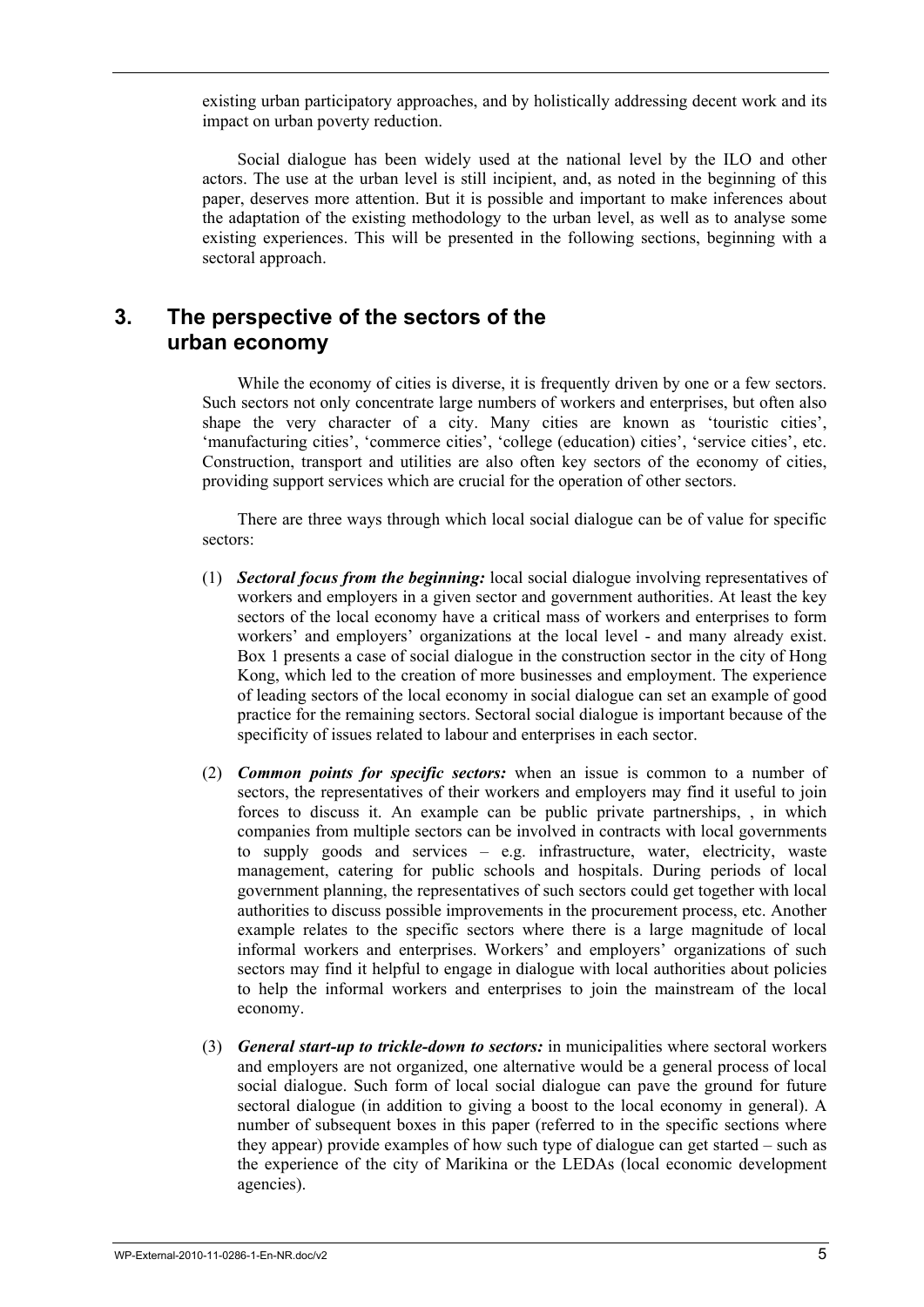existing urban participatory approaches, and by holistically addressing decent work and its impact on urban poverty reduction.

Social dialogue has been widely used at the national level by the ILO and other actors. The use at the urban level is still incipient, and, as noted in the beginning of this paper, deserves more attention. But it is possible and important to make inferences about the adaptation of the existing methodology to the urban level, as well as to analyse some existing experiences. This will be presented in the following sections, beginning with a sectoral approach.

## 3. The perspective of the sectors of the urban economy

While the economy of cities is diverse, it is frequently driven by one or a few sectors. Such sectors not only concentrate large numbers of workers and enterprises, but often also shape the very character of a city. Many cities are known as 'touristic cities', 'manufacturing cities', 'commerce cities', 'college (education) cities', 'service cities', etc. Construction, transport and utilities are also often key sectors of the economy of cities, providing support services which are crucial for the operation of other sectors.

There are three ways through which local social dialogue can be of value for specific sectors:

(1) ***Sectoral focus from the beginning:*** local social dialogue involving representatives of workers and employers in a given sector and government authorities. At least the key sectors of the local economy have a critical mass of workers and enterprises to form workers' and employers' organizations at the local level - and many already exist. Box 1 presents a case of social dialogue in the construction sector in the city of Hong Kong, which led to the creation of more businesses and employment. The experience of leading sectors of the local economy in social dialogue can set an example of good practice for the remaining sectors. Sectoral social dialogue is important because of the specificity of issues related to labour and enterprises in each sector.

(2) ***Common points for specific sectors:*** when an issue is common to a number of sectors, the representatives of their workers and employers may find it useful to join forces to discuss it. An example can be public private partnerships, , in which companies from multiple sectors can be involved in contracts with local governments to supply goods and services – e.g. infrastructure, water, electricity, waste management, catering for public schools and hospitals. During periods of local government planning, the representatives of such sectors could get together with local authorities to discuss possible improvements in the procurement process, etc. Another example relates to the specific sectors where there is a large magnitude of local informal workers and enterprises. Workers' and employers' organizations of such sectors may find it helpful to engage in dialogue with local authorities about policies to help the informal workers and enterprises to join the mainstream of the local economy.

(3) ***General start-up to trickle-down to sectors:*** in municipalities where sectoral workers and employers are not organized, one alternative would be a general process of local social dialogue. Such form of local social dialogue can pave the ground for future sectoral dialogue (in addition to giving a boost to the local economy in general). A number of subsequent boxes in this paper (referred to in the specific sections where they appear) provide examples of how such type of dialogue can get started – such as the experience of the city of Marikina or the LEDAs (local economic development agencies).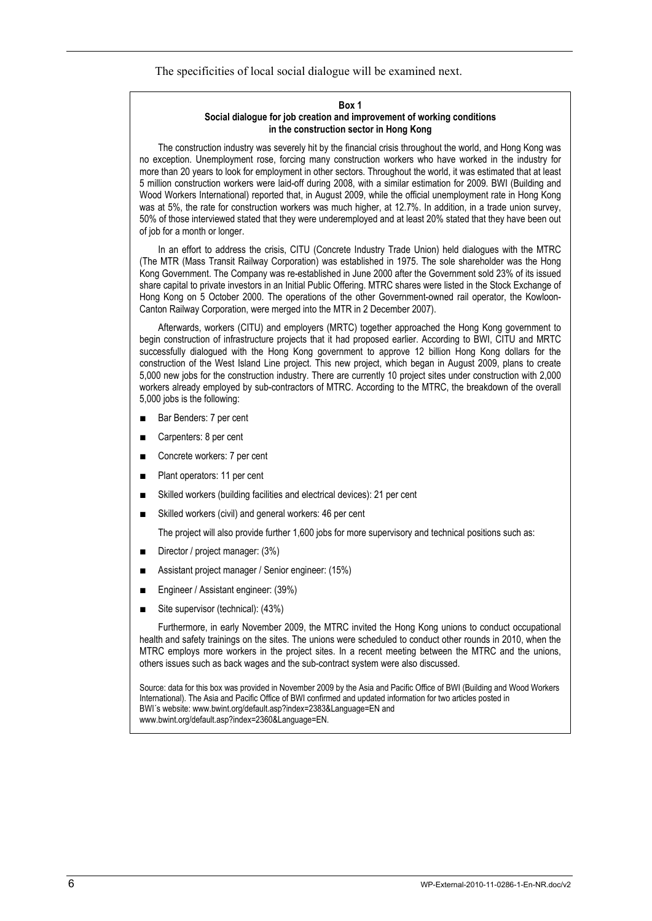The specificities of local social dialogue will be examined next.

**Box 1**
**Social dialogue for job creation and improvement of working conditions in the construction sector in Hong Kong**

The construction industry was severely hit by the financial crisis throughout the world, and Hong Kong was no exception. Unemployment rose, forcing many construction workers who have worked in the industry for more than 20 years to look for employment in other sectors. Throughout the world, it was estimated that at least 5 million construction workers were laid-off during 2008, with a similar estimation for 2009. BWI (Building and Wood Workers International) reported that, in August 2009, while the official unemployment rate in Hong Kong was at 5%, the rate for construction workers was much higher, at 12.7%. In addition, in a trade union survey, 50% of those interviewed stated that they were underemployed and at least 20% stated that they have been out of job for a month or longer.

In an effort to address the crisis, CITU (Concrete Industry Trade Union) held dialogues with the MTRC (The MTR (Mass Transit Railway Corporation) was established in 1975. The sole shareholder was the Hong Kong Government. The Company was re-established in June 2000 after the Government sold 23% of its issued share capital to private investors in an Initial Public Offering. MTRC shares were listed in the Stock Exchange of Hong Kong on 5 October 2000. The operations of the other Government-owned rail operator, the Kowloon-Canton Railway Corporation, were merged into the MTR in 2 December 2007).

Afterwards, workers (CITU) and employers (MRTC) together approached the Hong Kong government to begin construction of infrastructure projects that it had proposed earlier. According to BWI, CITU and MRTC successfully dialogued with the Hong Kong government to approve 12 billion Hong Kong dollars for the construction of the West Island Line project. This new project, which began in August 2009, plans to create 5,000 new jobs for the construction industry. There are currently 10 project sites under construction with 2,000 workers already employed by sub-contractors of MTRC. According to the MTRC, the breakdown of the overall 5,000 jobs is the following:

- Bar Benders: 7 per cent
- Carpenters: 8 per cent
- Concrete workers: 7 per cent
- Plant operators: 11 per cent
- Skilled workers (building facilities and electrical devices): 21 per cent
- Skilled workers (civil) and general workers: 46 per cent

The project will also provide further 1,600 jobs for more supervisory and technical positions such as:

- Director / project manager: (3%)
- Assistant project manager / Senior engineer: (15%)
- Engineer / Assistant engineer: (39%)
- Site supervisor (technical): (43%)

Furthermore, in early November 2009, the MTRC invited the Hong Kong unions to conduct occupational health and safety trainings on the sites. The unions were scheduled to conduct other rounds in 2010, when the MTRC employs more workers in the project sites. In a recent meeting between the MTRC and the unions, others issues such as back wages and the sub-contract system were also discussed.

Source: data for this box was provided in November 2009 by the Asia and Pacific Office of BWI (Building and Wood Workers International). The Asia and Pacific Office of BWI confirmed and updated information for two articles posted in BWI´s website: www.bwint.org/default.asp?index=2383&Language=EN and www.bwint.org/default.asp?index=2360&Language=EN.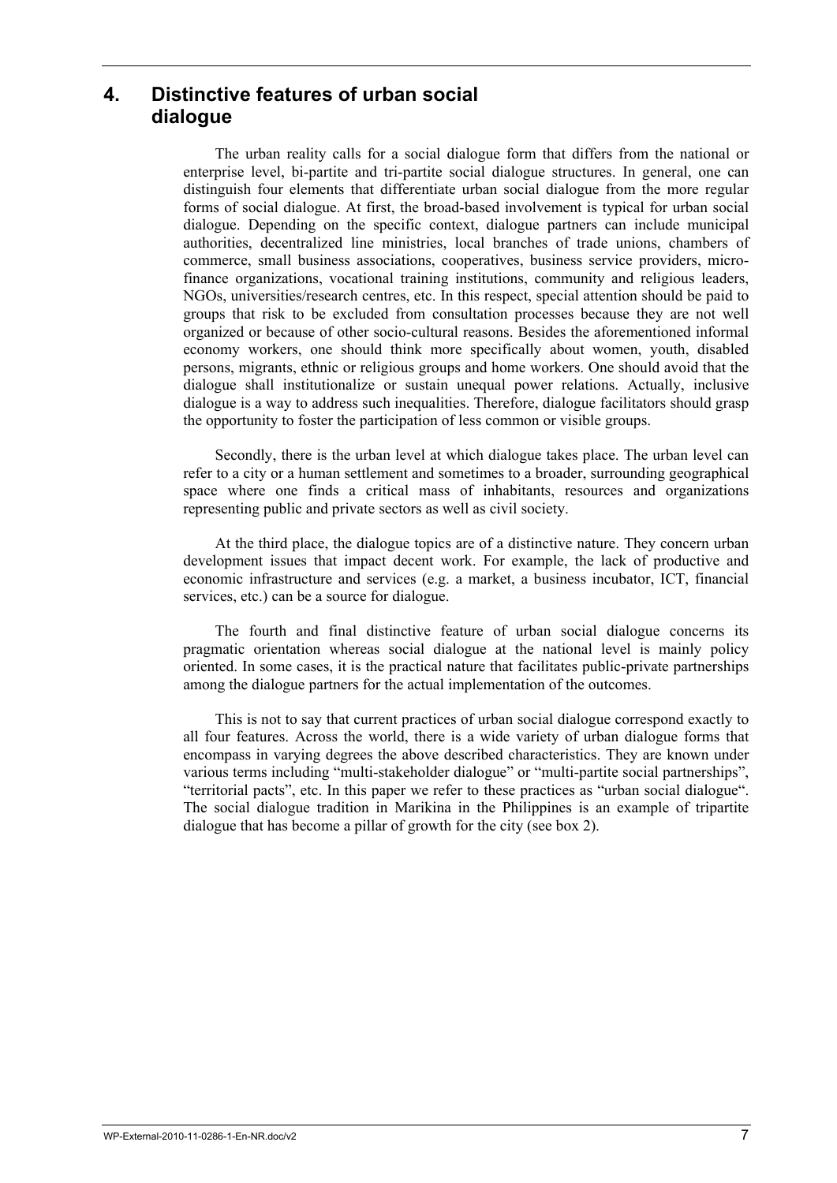## 4. Distinctive features of urban social dialogue

The urban reality calls for a social dialogue form that differs from the national or enterprise level, bi-partite and tri-partite social dialogue structures. In general, one can distinguish four elements that differentiate urban social dialogue from the more regular forms of social dialogue. At first, the broad-based involvement is typical for urban social dialogue. Depending on the specific context, dialogue partners can include municipal authorities, decentralized line ministries, local branches of trade unions, chambers of commerce, small business associations, cooperatives, business service providers, micro-finance organizations, vocational training institutions, community and religious leaders, NGOs, universities/research centres, etc. In this respect, special attention should be paid to groups that risk to be excluded from consultation processes because they are not well organized or because of other socio-cultural reasons. Besides the aforementioned informal economy workers, one should think more specifically about women, youth, disabled persons, migrants, ethnic or religious groups and home workers. One should avoid that the dialogue shall institutionalize or sustain unequal power relations. Actually, inclusive dialogue is a way to address such inequalities. Therefore, dialogue facilitators should grasp the opportunity to foster the participation of less common or visible groups.

Secondly, there is the urban level at which dialogue takes place. The urban level can refer to a city or a human settlement and sometimes to a broader, surrounding geographical space where one finds a critical mass of inhabitants, resources and organizations representing public and private sectors as well as civil society.

At the third place, the dialogue topics are of a distinctive nature. They concern urban development issues that impact decent work. For example, the lack of productive and economic infrastructure and services (e.g. a market, a business incubator, ICT, financial services, etc.) can be a source for dialogue.

The fourth and final distinctive feature of urban social dialogue concerns its pragmatic orientation whereas social dialogue at the national level is mainly policy oriented. In some cases, it is the practical nature that facilitates public-private partnerships among the dialogue partners for the actual implementation of the outcomes.

This is not to say that current practices of urban social dialogue correspond exactly to all four features. Across the world, there is a wide variety of urban dialogue forms that encompass in varying degrees the above described characteristics. They are known under various terms including "multi-stakeholder dialogue" or "multi-partite social partnerships", "territorial pacts", etc. In this paper we refer to these practices as "urban social dialogue". The social dialogue tradition in Marikina in the Philippines is an example of tripartite dialogue that has become a pillar of growth for the city (see box 2).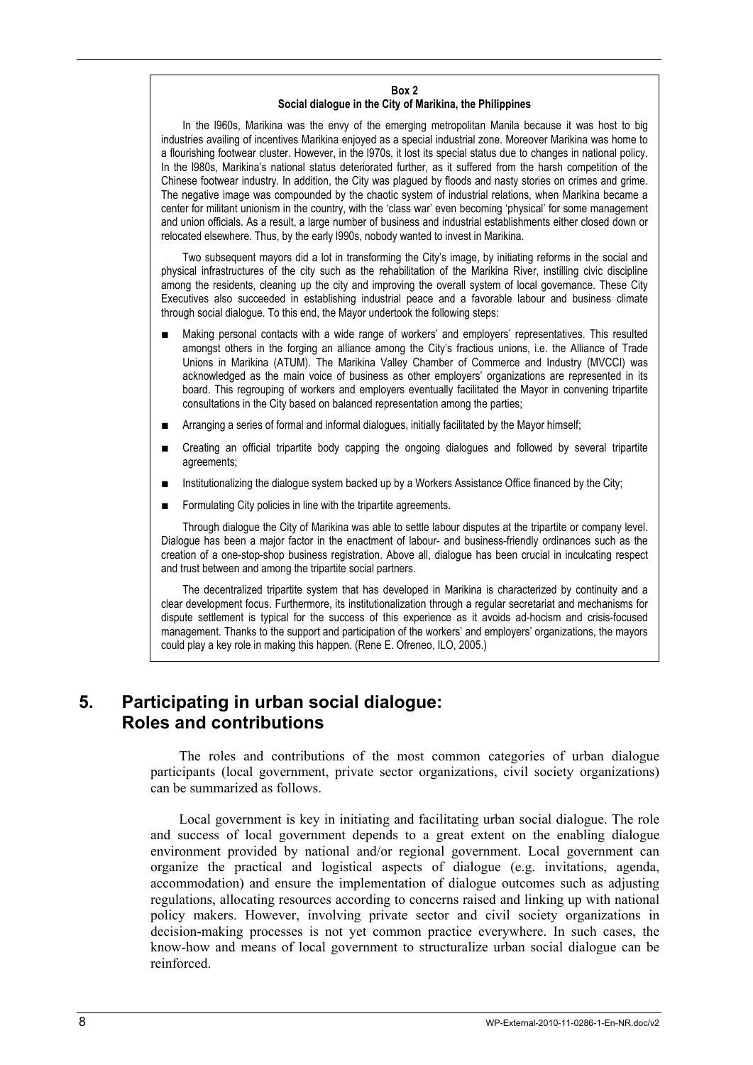**Box 2**
**Social dialogue in the City of Marikina, the Philippines**

In the l960s, Marikina was the envy of the emerging metropolitan Manila because it was host to big industries availing of incentives Marikina enjoyed as a special industrial zone. Moreover Marikina was home to a flourishing footwear cluster. However, in the l970s, it lost its special status due to changes in national policy. In the l980s, Marikina's national status deteriorated further, as it suffered from the harsh competition of the Chinese footwear industry. In addition, the City was plagued by floods and nasty stories on crimes and grime. The negative image was compounded by the chaotic system of industrial relations, when Marikina became a center for militant unionism in the country, with the 'class war' even becoming 'physical' for some management and union officials. As a result, a large number of business and industrial establishments either closed down or relocated elsewhere. Thus, by the early l990s, nobody wanted to invest in Marikina.

Two subsequent mayors did a lot in transforming the City's image, by initiating reforms in the social and physical infrastructures of the city such as the rehabilitation of the Marikina River, instilling civic discipline among the residents, cleaning up the city and improving the overall system of local governance. These City Executives also succeeded in establishing industrial peace and a favorable labour and business climate through social dialogue. To this end, the Mayor undertook the following steps:

- Making personal contacts with a wide range of workers' and employers' representatives. This resulted amongst others in the forging an alliance among the City's fractious unions, i.e. the Alliance of Trade Unions in Marikina (ATUM). The Marikina Valley Chamber of Commerce and Industry (MVCCI) was acknowledged as the main voice of business as other employers' organizations are represented in its board. This regrouping of workers and employers eventually facilitated the Mayor in convening tripartite consultations in the City based on balanced representation among the parties;
- Arranging a series of formal and informal dialogues, initially facilitated by the Mayor himself;
- Creating an official tripartite body capping the ongoing dialogues and followed by several tripartite agreements;
- Institutionalizing the dialogue system backed up by a Workers Assistance Office financed by the City;
- Formulating City policies in line with the tripartite agreements.

Through dialogue the City of Marikina was able to settle labour disputes at the tripartite or company level. Dialogue has been a major factor in the enactment of labour- and business-friendly ordinances such as the creation of a one-stop-shop business registration. Above all, dialogue has been crucial in inculcating respect and trust between and among the tripartite social partners.

The decentralized tripartite system that has developed in Marikina is characterized by continuity and a clear development focus. Furthermore, its institutionalization through a regular secretariat and mechanisms for dispute settlement is typical for the success of this experience as it avoids ad-hocism and crisis-focused management. Thanks to the support and participation of the workers' and employers' organizations, the mayors could play a key role in making this happen. (Rene E. Ofreneo, ILO, 2005.)

## 5. Participating in urban social dialogue: Roles and contributions

The roles and contributions of the most common categories of urban dialogue participants (local government, private sector organizations, civil society organizations) can be summarized as follows.

Local government is key in initiating and facilitating urban social dialogue. The role and success of local government depends to a great extent on the enabling dialogue environment provided by national and/or regional government. Local government can organize the practical and logistical aspects of dialogue (e.g. invitations, agenda, accommodation) and ensure the implementation of dialogue outcomes such as adjusting regulations, allocating resources according to concerns raised and linking up with national policy makers. However, involving private sector and civil society organizations in decision-making processes is not yet common practice everywhere. In such cases, the know-how and means of local government to structuralize urban social dialogue can be reinforced.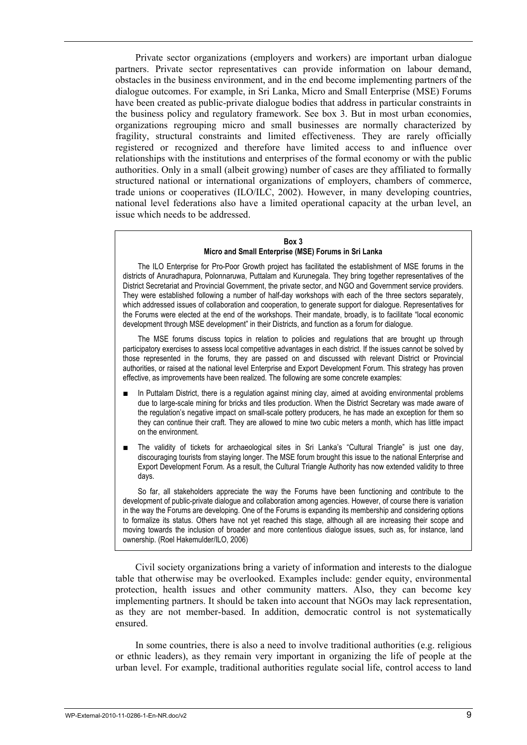Private sector organizations (employers and workers) are important urban dialogue partners. Private sector representatives can provide information on labour demand, obstacles in the business environment, and in the end become implementing partners of the dialogue outcomes. For example, in Sri Lanka, Micro and Small Enterprise (MSE) Forums have been created as public-private dialogue bodies that address in particular constraints in the business policy and regulatory framework. See box 3. But in most urban economies, organizations regrouping micro and small businesses are normally characterized by fragility, structural constraints and limited effectiveness. They are rarely officially registered or recognized and therefore have limited access to and influence over relationships with the institutions and enterprises of the formal economy or with the public authorities. Only in a small (albeit growing) number of cases are they affiliated to formally structured national or international organizations of employers, chambers of commerce, trade unions or cooperatives (ILO/ILC, 2002). However, in many developing countries, national level federations also have a limited operational capacity at the urban level, an issue which needs to be addressed.

**Box 3**
**Micro and Small Enterprise (MSE) Forums in Sri Lanka**

The ILO Enterprise for Pro-Poor Growth project has facilitated the establishment of MSE forums in the districts of Anuradhapura, Polonnaruwa, Puttalam and Kurunegala. They bring together representatives of the District Secretariat and Provincial Government, the private sector, and NGO and Government service providers. They were established following a number of half-day workshops with each of the three sectors separately, which addressed issues of collaboration and cooperation, to generate support for dialogue. Representatives for the Forums were elected at the end of the workshops. Their mandate, broadly, is to facilitate "local economic development through MSE development" in their Districts, and function as a forum for dialogue.

The MSE forums discuss topics in relation to policies and regulations that are brought up through participatory exercises to assess local competitive advantages in each district. If the issues cannot be solved by those represented in the forums, they are passed on and discussed with relevant District or Provincial authorities, or raised at the national level Enterprise and Export Development Forum. This strategy has proven effective, as improvements have been realized. The following are some concrete examples:

- In Puttalam District, there is a regulation against mining clay, aimed at avoiding environmental problems due to large-scale mining for bricks and tiles production. When the District Secretary was made aware of the regulation's negative impact on small-scale pottery producers, he has made an exception for them so they can continue their craft. They are allowed to mine two cubic meters a month, which has little impact on the environment.
- The validity of tickets for archaeological sites in Sri Lanka's "Cultural Triangle" is just one day, discouraging tourists from staying longer. The MSE forum brought this issue to the national Enterprise and Export Development Forum. As a result, the Cultural Triangle Authority has now extended validity to three days.

So far, all stakeholders appreciate the way the Forums have been functioning and contribute to the development of public-private dialogue and collaboration among agencies. However, of course there is variation in the way the Forums are developing. One of the Forums is expanding its membership and considering options to formalize its status. Others have not yet reached this stage, although all are increasing their scope and moving towards the inclusion of broader and more contentious dialogue issues, such as, for instance, land ownership. (Roel Hakemulder/ILO, 2006)

Civil society organizations bring a variety of information and interests to the dialogue table that otherwise may be overlooked. Examples include: gender equity, environmental protection, health issues and other community matters. Also, they can become key implementing partners. It should be taken into account that NGOs may lack representation, as they are not member-based. In addition, democratic control is not systematically ensured.

In some countries, there is also a need to involve traditional authorities (e.g. religious or ethnic leaders), as they remain very important in organizing the life of people at the urban level. For example, traditional authorities regulate social life, control access to land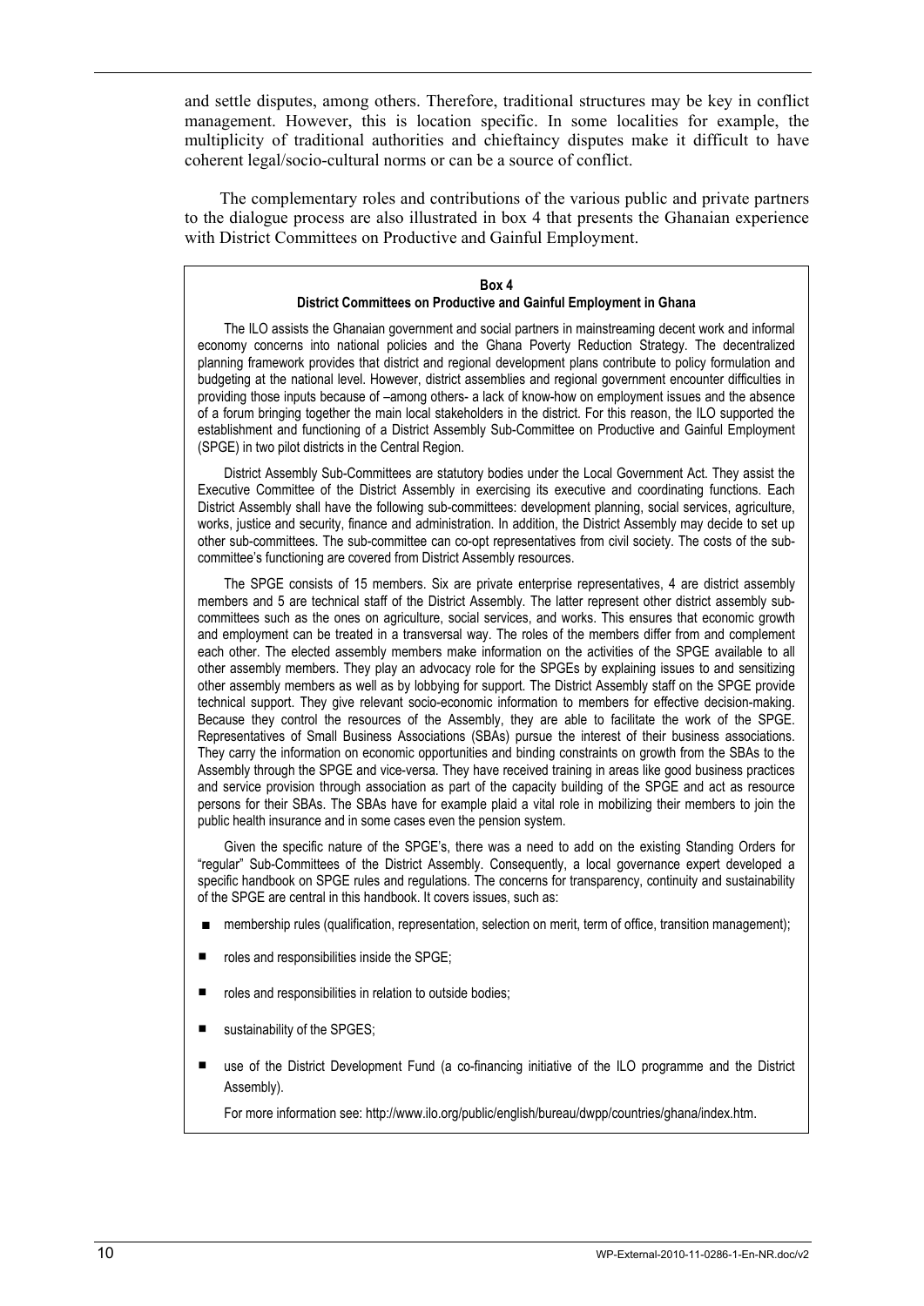and settle disputes, among others. Therefore, traditional structures may be key in conflict management. However, this is location specific. In some localities for example, the multiplicity of traditional authorities and chieftaincy disputes make it difficult to have coherent legal/socio-cultural norms or can be a source of conflict.

The complementary roles and contributions of the various public and private partners to the dialogue process are also illustrated in box 4 that presents the Ghanaian experience with District Committees on Productive and Gainful Employment.

**Box 4**
**District Committees on Productive and Gainful Employment in Ghana**

The ILO assists the Ghanaian government and social partners in mainstreaming decent work and informal economy concerns into national policies and the Ghana Poverty Reduction Strategy. The decentralized planning framework provides that district and regional development plans contribute to policy formulation and budgeting at the national level. However, district assemblies and regional government encounter difficulties in providing those inputs because of –among others- a lack of know-how on employment issues and the absence of a forum bringing together the main local stakeholders in the district. For this reason, the ILO supported the establishment and functioning of a District Assembly Sub-Committee on Productive and Gainful Employment (SPGE) in two pilot districts in the Central Region.

District Assembly Sub-Committees are statutory bodies under the Local Government Act. They assist the Executive Committee of the District Assembly in exercising its executive and coordinating functions. Each District Assembly shall have the following sub-committees: development planning, social services, agriculture, works, justice and security, finance and administration. In addition, the District Assembly may decide to set up other sub-committees. The sub-committee can co-opt representatives from civil society. The costs of the sub-committee's functioning are covered from District Assembly resources.

The SPGE consists of 15 members. Six are private enterprise representatives, 4 are district assembly members and 5 are technical staff of the District Assembly. The latter represent other district assembly sub-committees such as the ones on agriculture, social services, and works. This ensures that economic growth and employment can be treated in a transversal way. The roles of the members differ from and complement each other. The elected assembly members make information on the activities of the SPGE available to all other assembly members. They play an advocacy role for the SPGEs by explaining issues to and sensitizing other assembly members as well as by lobbying for support. The District Assembly staff on the SPGE provide technical support. They give relevant socio-economic information to members for effective decision-making. Because they control the resources of the Assembly, they are able to facilitate the work of the SPGE. Representatives of Small Business Associations (SBAs) pursue the interest of their business associations. They carry the information on economic opportunities and binding constraints on growth from the SBAs to the Assembly through the SPGE and vice-versa. They have received training in areas like good business practices and service provision through association as part of the capacity building of the SPGE and act as resource persons for their SBAs. The SBAs have for example plaid a vital role in mobilizing their members to join the public health insurance and in some cases even the pension system.

Given the specific nature of the SPGE's, there was a need to add on the existing Standing Orders for "regular" Sub-Committees of the District Assembly. Consequently, a local governance expert developed a specific handbook on SPGE rules and regulations. The concerns for transparency, continuity and sustainability of the SPGE are central in this handbook. It covers issues, such as:

- membership rules (qualification, representation, selection on merit, term of office, transition management);
- roles and responsibilities inside the SPGE;
- roles and responsibilities in relation to outside bodies;
- sustainability of the SPGES;
- use of the District Development Fund (a co-financing initiative of the ILO programme and the District Assembly).

For more information see: http://www.ilo.org/public/english/bureau/dwpp/countries/ghana/index.htm.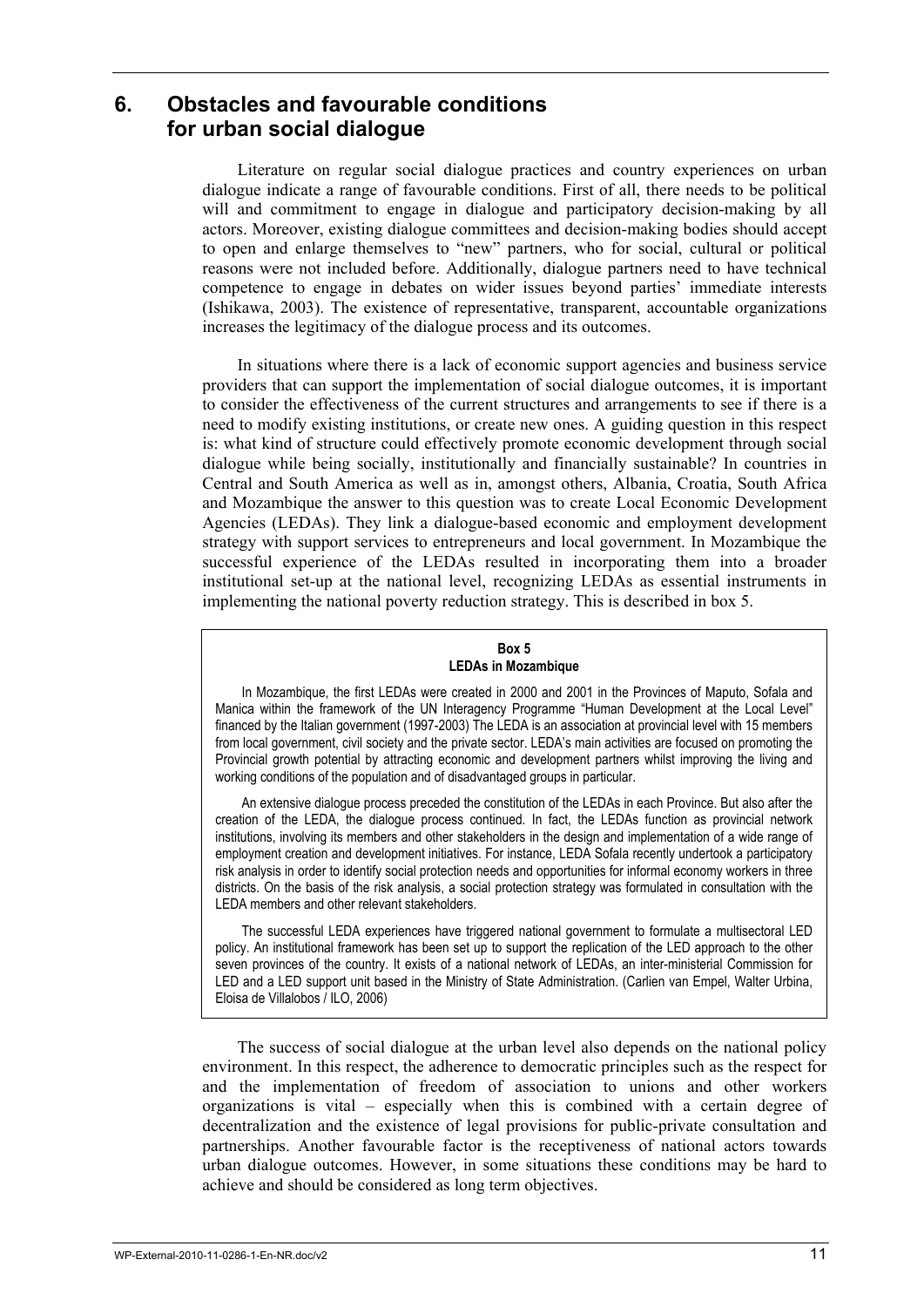# 6. Obstacles and favourable conditions for urban social dialogue

Literature on regular social dialogue practices and country experiences on urban dialogue indicate a range of favourable conditions. First of all, there needs to be political will and commitment to engage in dialogue and participatory decision-making by all actors. Moreover, existing dialogue committees and decision-making bodies should accept to open and enlarge themselves to "new" partners, who for social, cultural or political reasons were not included before. Additionally, dialogue partners need to have technical competence to engage in debates on wider issues beyond parties' immediate interests (Ishikawa, 2003). The existence of representative, transparent, accountable organizations increases the legitimacy of the dialogue process and its outcomes.

In situations where there is a lack of economic support agencies and business service providers that can support the implementation of social dialogue outcomes, it is important to consider the effectiveness of the current structures and arrangements to see if there is a need to modify existing institutions, or create new ones. A guiding question in this respect is: what kind of structure could effectively promote economic development through social dialogue while being socially, institutionally and financially sustainable? In countries in Central and South America as well as in, amongst others, Albania, Croatia, South Africa and Mozambique the answer to this question was to create Local Economic Development Agencies (LEDAs). They link a dialogue-based economic and employment development strategy with support services to entrepreneurs and local government. In Mozambique the successful experience of the LEDAs resulted in incorporating them into a broader institutional set-up at the national level, recognizing LEDAs as essential instruments in implementing the national poverty reduction strategy. This is described in box 5.

**Box 5**
**LEDAs in Mozambique**

In Mozambique, the first LEDAs were created in 2000 and 2001 in the Provinces of Maputo, Sofala and Manica within the framework of the UN Interagency Programme "Human Development at the Local Level" financed by the Italian government (1997-2003) The LEDA is an association at provincial level with 15 members from local government, civil society and the private sector. LEDA's main activities are focused on promoting the Provincial growth potential by attracting economic and development partners whilst improving the living and working conditions of the population and of disadvantaged groups in particular.

An extensive dialogue process preceded the constitution of the LEDAs in each Province. But also after the creation of the LEDA, the dialogue process continued. In fact, the LEDAs function as provincial network institutions, involving its members and other stakeholders in the design and implementation of a wide range of employment creation and development initiatives. For instance, LEDA Sofala recently undertook a participatory risk analysis in order to identify social protection needs and opportunities for informal economy workers in three districts. On the basis of the risk analysis, a social protection strategy was formulated in consultation with the LEDA members and other relevant stakeholders.

The successful LEDA experiences have triggered national government to formulate a multisectoral LED policy. An institutional framework has been set up to support the replication of the LED approach to the other seven provinces of the country. It exists of a national network of LEDAs, an inter-ministerial Commission for LED and a LED support unit based in the Ministry of State Administration. (Carlien van Empel, Walter Urbina, Eloisa de Villalobos / ILO, 2006)

The success of social dialogue at the urban level also depends on the national policy environment. In this respect, the adherence to democratic principles such as the respect for and the implementation of freedom of association to unions and other workers organizations is vital – especially when this is combined with a certain degree of decentralization and the existence of legal provisions for public-private consultation and partnerships. Another favourable factor is the receptiveness of national actors towards urban dialogue outcomes. However, in some situations these conditions may be hard to achieve and should be considered as long term objectives.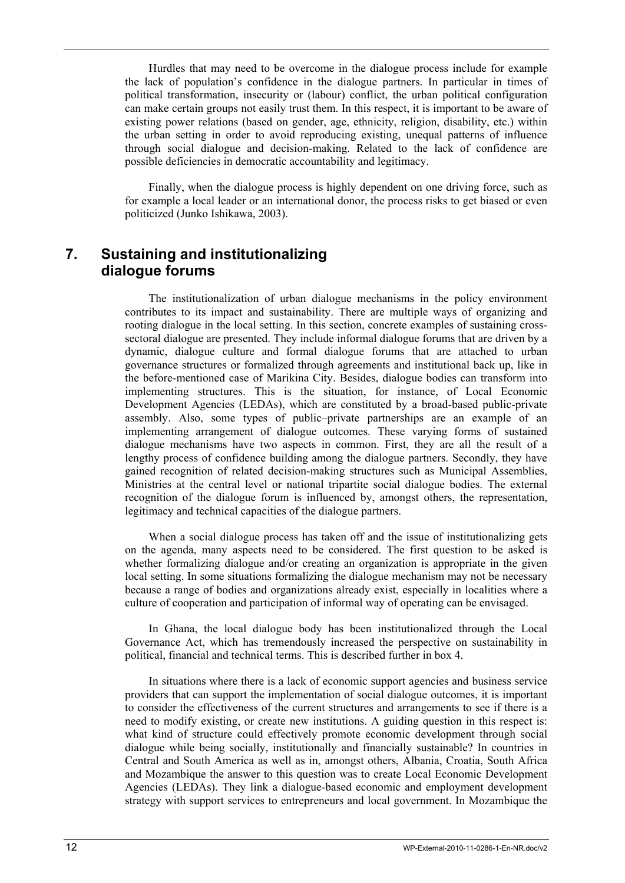Hurdles that may need to be overcome in the dialogue process include for example the lack of population's confidence in the dialogue partners. In particular in times of political transformation, insecurity or (labour) conflict, the urban political configuration can make certain groups not easily trust them. In this respect, it is important to be aware of existing power relations (based on gender, age, ethnicity, religion, disability, etc.) within the urban setting in order to avoid reproducing existing, unequal patterns of influence through social dialogue and decision-making. Related to the lack of confidence are possible deficiencies in democratic accountability and legitimacy.

Finally, when the dialogue process is highly dependent on one driving force, such as for example a local leader or an international donor, the process risks to get biased or even politicized (Junko Ishikawa, 2003).

## 7. Sustaining and institutionalizing dialogue forums

The institutionalization of urban dialogue mechanisms in the policy environment contributes to its impact and sustainability. There are multiple ways of organizing and rooting dialogue in the local setting. In this section, concrete examples of sustaining cross-sectoral dialogue are presented. They include informal dialogue forums that are driven by a dynamic, dialogue culture and formal dialogue forums that are attached to urban governance structures or formalized through agreements and institutional back up, like in the before-mentioned case of Marikina City. Besides, dialogue bodies can transform into implementing structures. This is the situation, for instance, of Local Economic Development Agencies (LEDAs), which are constituted by a broad-based public-private assembly. Also, some types of public–private partnerships are an example of an implementing arrangement of dialogue outcomes. These varying forms of sustained dialogue mechanisms have two aspects in common. First, they are all the result of a lengthy process of confidence building among the dialogue partners. Secondly, they have gained recognition of related decision-making structures such as Municipal Assemblies, Ministries at the central level or national tripartite social dialogue bodies. The external recognition of the dialogue forum is influenced by, amongst others, the representation, legitimacy and technical capacities of the dialogue partners.

When a social dialogue process has taken off and the issue of institutionalizing gets on the agenda, many aspects need to be considered. The first question to be asked is whether formalizing dialogue and/or creating an organization is appropriate in the given local setting. In some situations formalizing the dialogue mechanism may not be necessary because a range of bodies and organizations already exist, especially in localities where a culture of cooperation and participation of informal way of operating can be envisaged.

In Ghana, the local dialogue body has been institutionalized through the Local Governance Act, which has tremendously increased the perspective on sustainability in political, financial and technical terms. This is described further in box 4.

In situations where there is a lack of economic support agencies and business service providers that can support the implementation of social dialogue outcomes, it is important to consider the effectiveness of the current structures and arrangements to see if there is a need to modify existing, or create new institutions. A guiding question in this respect is: what kind of structure could effectively promote economic development through social dialogue while being socially, institutionally and financially sustainable? In countries in Central and South America as well as in, amongst others, Albania, Croatia, South Africa and Mozambique the answer to this question was to create Local Economic Development Agencies (LEDAs). They link a dialogue-based economic and employment development strategy with support services to entrepreneurs and local government. In Mozambique the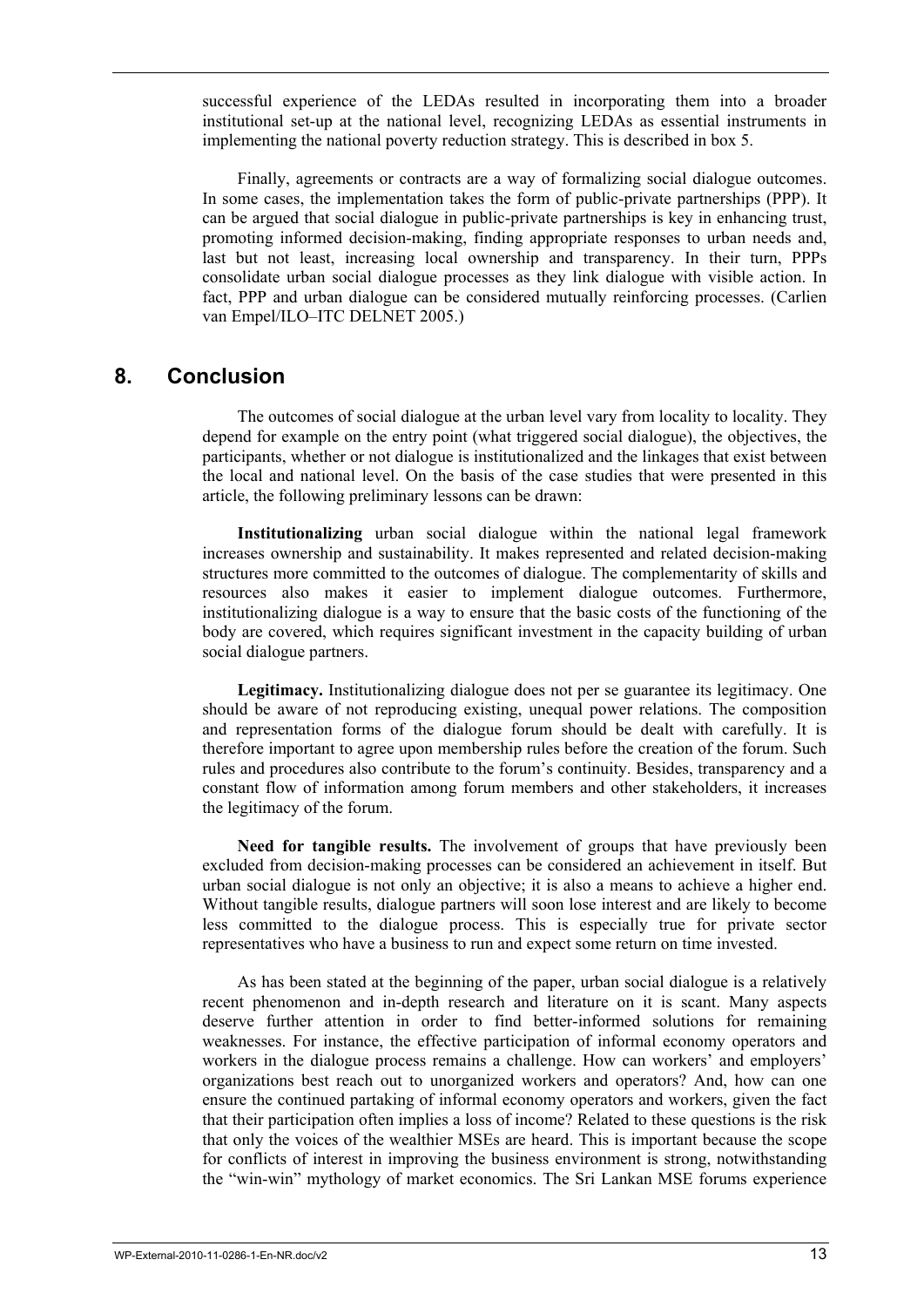successful experience of the LEDAs resulted in incorporating them into a broader institutional set-up at the national level, recognizing LEDAs as essential instruments in implementing the national poverty reduction strategy. This is described in box 5.

Finally, agreements or contracts are a way of formalizing social dialogue outcomes. In some cases, the implementation takes the form of public-private partnerships (PPP). It can be argued that social dialogue in public-private partnerships is key in enhancing trust, promoting informed decision-making, finding appropriate responses to urban needs and, last but not least, increasing local ownership and transparency. In their turn, PPPs consolidate urban social dialogue processes as they link dialogue with visible action. In fact, PPP and urban dialogue can be considered mutually reinforcing processes. (Carlien van Empel/ILO–ITC DELNET 2005.)

## 8. Conclusion

The outcomes of social dialogue at the urban level vary from locality to locality. They depend for example on the entry point (what triggered social dialogue), the objectives, the participants, whether or not dialogue is institutionalized and the linkages that exist between the local and national level. On the basis of the case studies that were presented in this article, the following preliminary lessons can be drawn:

**Institutionalizing** urban social dialogue within the national legal framework increases ownership and sustainability. It makes represented and related decision-making structures more committed to the outcomes of dialogue. The complementarity of skills and resources also makes it easier to implement dialogue outcomes. Furthermore, institutionalizing dialogue is a way to ensure that the basic costs of the functioning of the body are covered, which requires significant investment in the capacity building of urban social dialogue partners.

**Legitimacy.** Institutionalizing dialogue does not per se guarantee its legitimacy. One should be aware of not reproducing existing, unequal power relations. The composition and representation forms of the dialogue forum should be dealt with carefully. It is therefore important to agree upon membership rules before the creation of the forum. Such rules and procedures also contribute to the forum's continuity. Besides, transparency and a constant flow of information among forum members and other stakeholders, it increases the legitimacy of the forum.

**Need for tangible results.** The involvement of groups that have previously been excluded from decision-making processes can be considered an achievement in itself. But urban social dialogue is not only an objective; it is also a means to achieve a higher end. Without tangible results, dialogue partners will soon lose interest and are likely to become less committed to the dialogue process. This is especially true for private sector representatives who have a business to run and expect some return on time invested.

As has been stated at the beginning of the paper, urban social dialogue is a relatively recent phenomenon and in-depth research and literature on it is scant. Many aspects deserve further attention in order to find better-informed solutions for remaining weaknesses. For instance, the effective participation of informal economy operators and workers in the dialogue process remains a challenge. How can workers' and employers' organizations best reach out to unorganized workers and operators? And, how can one ensure the continued partaking of informal economy operators and workers, given the fact that their participation often implies a loss of income? Related to these questions is the risk that only the voices of the wealthier MSEs are heard. This is important because the scope for conflicts of interest in improving the business environment is strong, notwithstanding the "win-win" mythology of market economics. The Sri Lankan MSE forums experience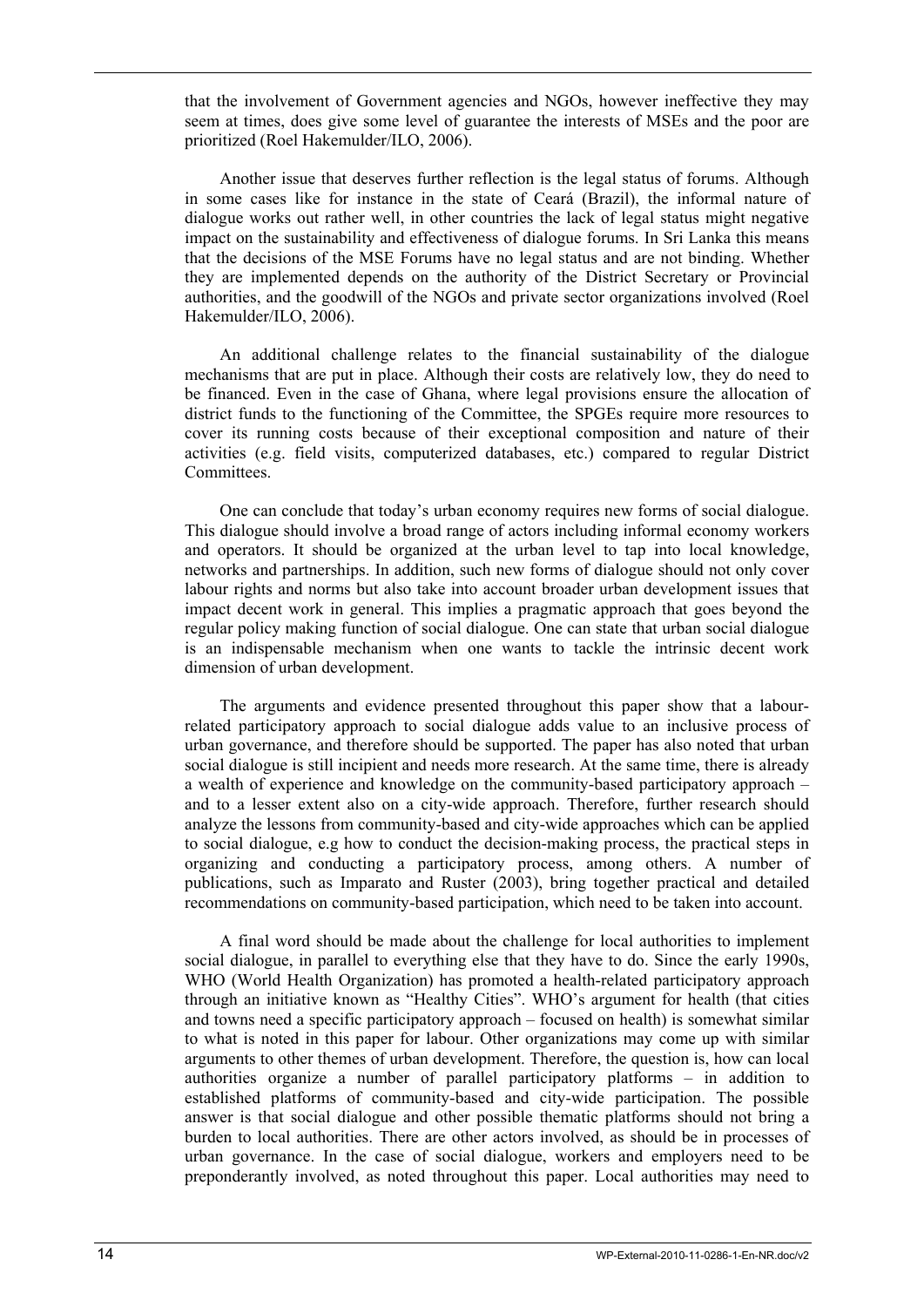that the involvement of Government agencies and NGOs, however ineffective they may seem at times, does give some level of guarantee the interests of MSEs and the poor are prioritized (Roel Hakemulder/ILO, 2006).

Another issue that deserves further reflection is the legal status of forums. Although in some cases like for instance in the state of Ceará (Brazil), the informal nature of dialogue works out rather well, in other countries the lack of legal status might negative impact on the sustainability and effectiveness of dialogue forums. In Sri Lanka this means that the decisions of the MSE Forums have no legal status and are not binding. Whether they are implemented depends on the authority of the District Secretary or Provincial authorities, and the goodwill of the NGOs and private sector organizations involved (Roel Hakemulder/ILO, 2006).

An additional challenge relates to the financial sustainability of the dialogue mechanisms that are put in place. Although their costs are relatively low, they do need to be financed. Even in the case of Ghana, where legal provisions ensure the allocation of district funds to the functioning of the Committee, the SPGEs require more resources to cover its running costs because of their exceptional composition and nature of their activities (e.g. field visits, computerized databases, etc.) compared to regular District Committees.

One can conclude that today's urban economy requires new forms of social dialogue. This dialogue should involve a broad range of actors including informal economy workers and operators. It should be organized at the urban level to tap into local knowledge, networks and partnerships. In addition, such new forms of dialogue should not only cover labour rights and norms but also take into account broader urban development issues that impact decent work in general. This implies a pragmatic approach that goes beyond the regular policy making function of social dialogue. One can state that urban social dialogue is an indispensable mechanism when one wants to tackle the intrinsic decent work dimension of urban development.

The arguments and evidence presented throughout this paper show that a labour-related participatory approach to social dialogue adds value to an inclusive process of urban governance, and therefore should be supported. The paper has also noted that urban social dialogue is still incipient and needs more research. At the same time, there is already a wealth of experience and knowledge on the community-based participatory approach – and to a lesser extent also on a city-wide approach. Therefore, further research should analyze the lessons from community-based and city-wide approaches which can be applied to social dialogue, e.g how to conduct the decision-making process, the practical steps in organizing and conducting a participatory process, among others. A number of publications, such as Imparato and Ruster (2003), bring together practical and detailed recommendations on community-based participation, which need to be taken into account.

A final word should be made about the challenge for local authorities to implement social dialogue, in parallel to everything else that they have to do. Since the early 1990s, WHO (World Health Organization) has promoted a health-related participatory approach through an initiative known as "Healthy Cities". WHO's argument for health (that cities and towns need a specific participatory approach – focused on health) is somewhat similar to what is noted in this paper for labour. Other organizations may come up with similar arguments to other themes of urban development. Therefore, the question is, how can local authorities organize a number of parallel participatory platforms – in addition to established platforms of community-based and city-wide participation. The possible answer is that social dialogue and other possible thematic platforms should not bring a burden to local authorities. There are other actors involved, as should be in processes of urban governance. In the case of social dialogue, workers and employers need to be preponderantly involved, as noted throughout this paper. Local authorities may need to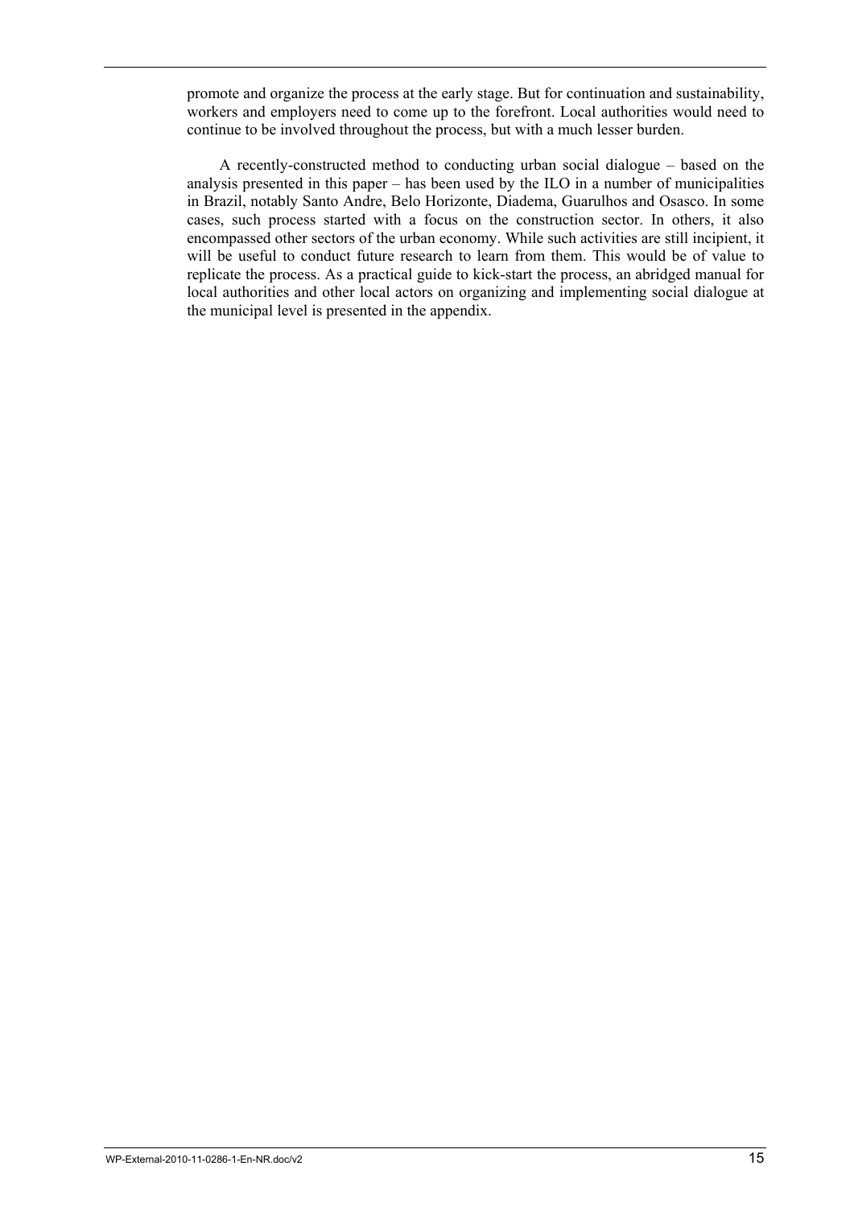promote and organize the process at the early stage. But for continuation and sustainability, workers and employers need to come up to the forefront. Local authorities would need to continue to be involved throughout the process, but with a much lesser burden.

A recently-constructed method to conducting urban social dialogue – based on the analysis presented in this paper – has been used by the ILO in a number of municipalities in Brazil, notably Santo Andre, Belo Horizonte, Diadema, Guarulhos and Osasco. In some cases, such process started with a focus on the construction sector. In others, it also encompassed other sectors of the urban economy. While such activities are still incipient, it will be useful to conduct future research to learn from them. This would be of value to replicate the process. As a practical guide to kick-start the process, an abridged manual for local authorities and other local actors on organizing and implementing social dialogue at the municipal level is presented in the appendix.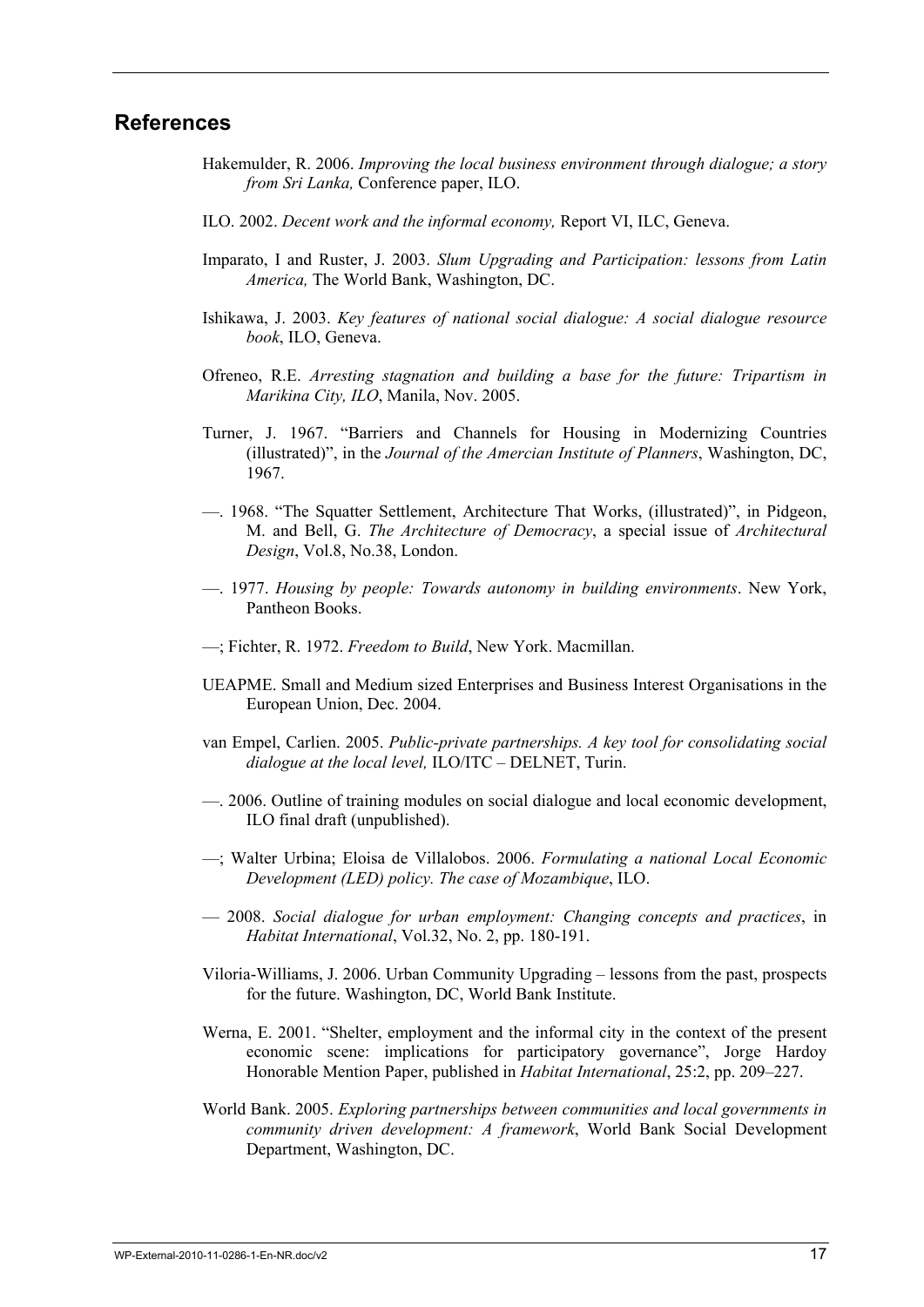## References

Hakemulder, R. 2006. *Improving the local business environment through dialogue; a story from Sri Lanka,* Conference paper, ILO.

ILO. 2002. *Decent work and the informal economy,* Report VI, ILC, Geneva.

Imparato, I and Ruster, J. 2003. *Slum Upgrading and Participation: lessons from Latin America,* The World Bank, Washington, DC.

Ishikawa, J. 2003. *Key features of national social dialogue: A social dialogue resource book*, ILO, Geneva.

Ofreneo, R.E. *Arresting stagnation and building a base for the future: Tripartism in Marikina City, ILO*, Manila, Nov. 2005.

Turner, J. 1967. "Barriers and Channels for Housing in Modernizing Countries (illustrated)", in the *Journal of the Amercian Institute of Planners*, Washington, DC, 1967.

—. 1968. "The Squatter Settlement, Architecture That Works, (illustrated)", in Pidgeon, M. and Bell, G. *The Architecture of Democracy*, a special issue of *Architectural Design*, Vol.8, No.38, London.

—. 1977. *Housing by people: Towards autonomy in building environments*. New York, Pantheon Books.

—; Fichter, R. 1972. *Freedom to Build*, New York. Macmillan.

UEAPME. Small and Medium sized Enterprises and Business Interest Organisations in the European Union, Dec. 2004.

van Empel, Carlien. 2005. *Public-private partnerships. A key tool for consolidating social dialogue at the local level,* ILO/ITC – DELNET, Turin.

—. 2006. Outline of training modules on social dialogue and local economic development, ILO final draft (unpublished).

—; Walter Urbina; Eloisa de Villalobos. 2006. *Formulating a national Local Economic Development (LED) policy. The case of Mozambique*, ILO.

— 2008. *Social dialogue for urban employment: Changing concepts and practices*, in *Habitat International*, Vol.32, No. 2, pp. 180-191.

Viloria-Williams, J. 2006. Urban Community Upgrading – lessons from the past, prospects for the future. Washington, DC, World Bank Institute.

Werna, E. 2001. "Shelter, employment and the informal city in the context of the present economic scene: implications for participatory governance", Jorge Hardoy Honorable Mention Paper, published in *Habitat International*, 25:2, pp. 209–227.

World Bank. 2005. *Exploring partnerships between communities and local governments in community driven development: A framework*, World Bank Social Development Department, Washington, DC.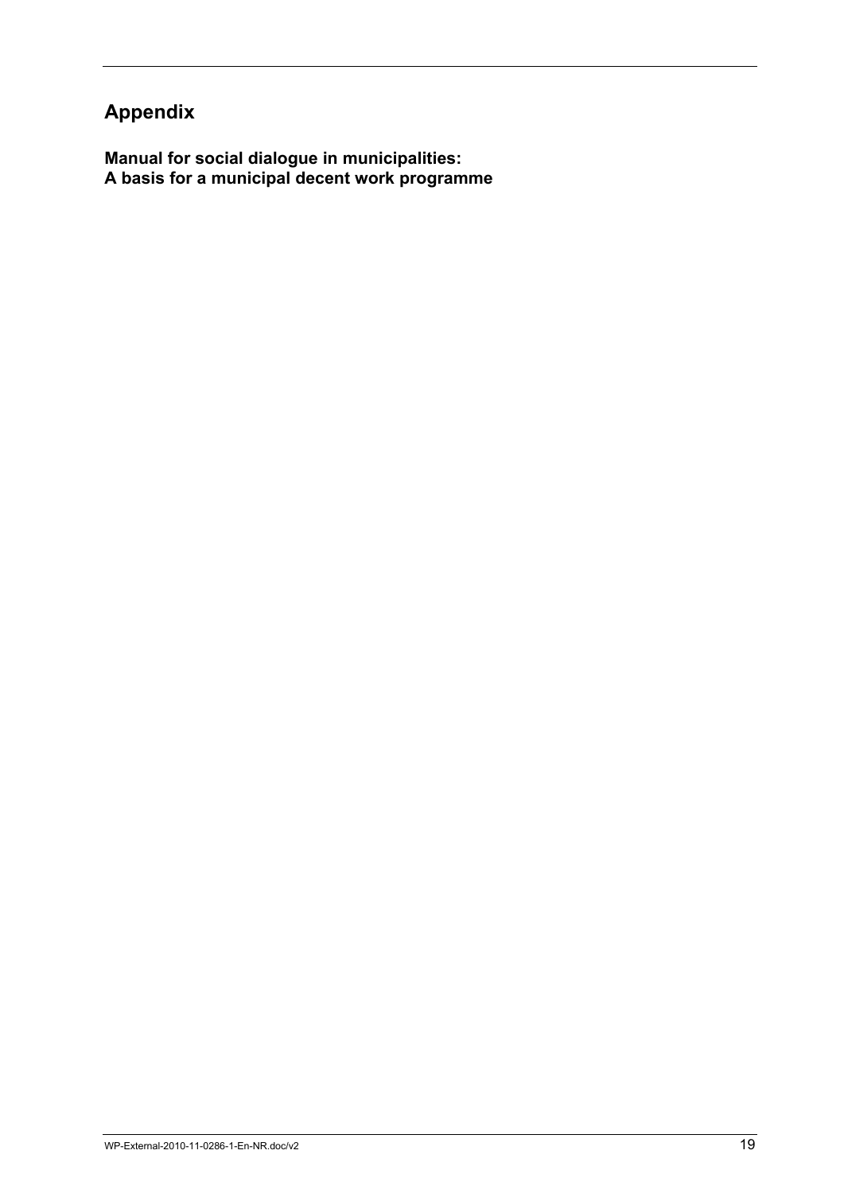## Appendix

**Manual for social dialogue in municipalities:**
**A basis for a municipal decent work programme**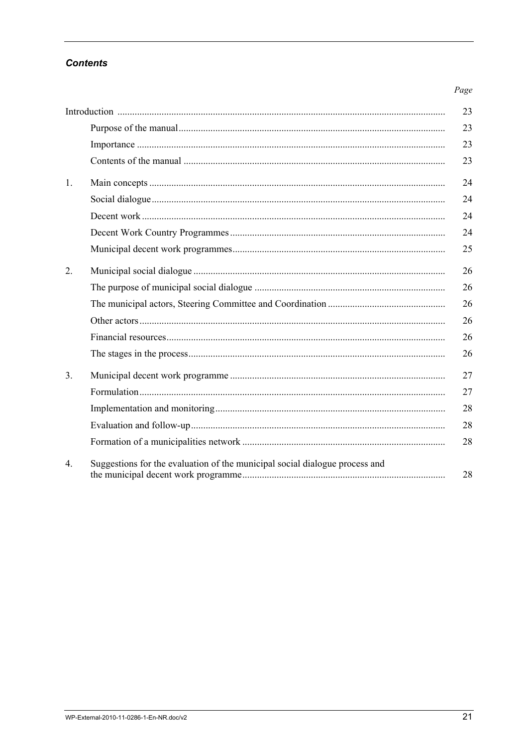## *Contents*

| | | Page |
|---|---|---|
| Introduction | | 23 |
| | Purpose of the manual | 23 |
| | Importance | 23 |
| | Contents of the manual | 23 |
| 1. | Main concepts | 24 |
| | Social dialogue | 24 |
| | Decent work | 24 |
| | Decent Work Country Programmes | 24 |
| | Municipal decent work programmes | 25 |
| 2. | Municipal social dialogue | 26 |
| | The purpose of municipal social dialogue | 26 |
| | The municipal actors, Steering Committee and Coordination | 26 |
| | Other actors | 26 |
| | Financial resources | 26 |
| | The stages in the process | 26 |
| 3. | Municipal decent work programme | 27 |
| | Formulation | 27 |
| | Implementation and monitoring | 28 |
| | Evaluation and follow-up | 28 |
| | Formation of a municipalities network | 28 |
| 4. | Suggestions for the evaluation of the municipal social dialogue process and the municipal decent work programme | 28 |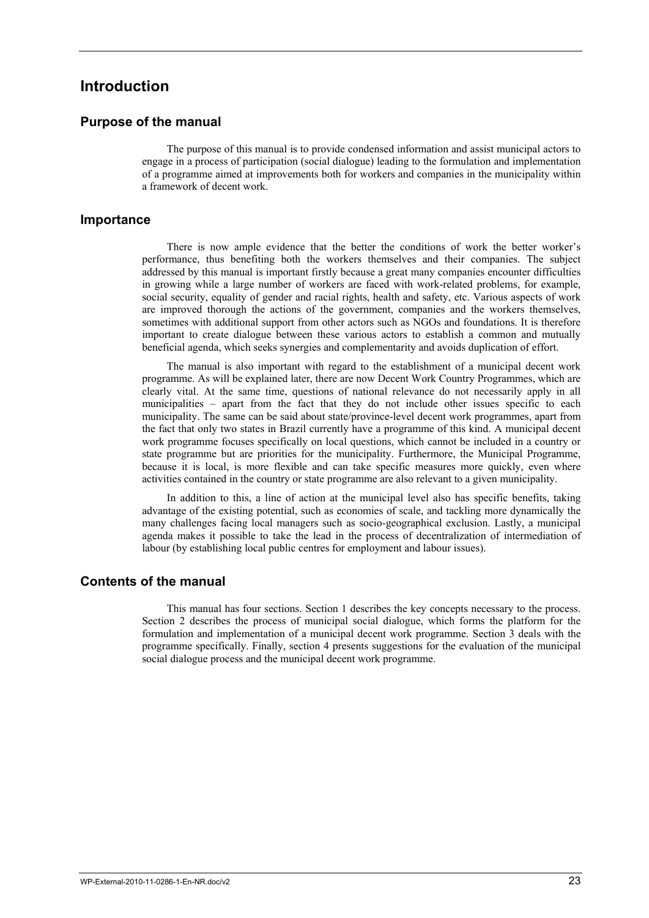# Introduction

## Purpose of the manual

The purpose of this manual is to provide condensed information and assist municipal actors to engage in a process of participation (social dialogue) leading to the formulation and implementation of a programme aimed at improvements both for workers and companies in the municipality within a framework of decent work.

## Importance

There is now ample evidence that the better the conditions of work the better worker's performance, thus benefiting both the workers themselves and their companies. The subject addressed by this manual is important firstly because a great many companies encounter difficulties in growing while a large number of workers are faced with work-related problems, for example, social security, equality of gender and racial rights, health and safety, etc. Various aspects of work are improved thorough the actions of the government, companies and the workers themselves, sometimes with additional support from other actors such as NGOs and foundations. It is therefore important to create dialogue between these various actors to establish a common and mutually beneficial agenda, which seeks synergies and complementarity and avoids duplication of effort.

The manual is also important with regard to the establishment of a municipal decent work programme. As will be explained later, there are now Decent Work Country Programmes, which are clearly vital. At the same time, questions of national relevance do not necessarily apply in all municipalities – apart from the fact that they do not include other issues specific to each municipality. The same can be said about state/province-level decent work programmes, apart from the fact that only two states in Brazil currently have a programme of this kind. A municipal decent work programme focuses specifically on local questions, which cannot be included in a country or state programme but are priorities for the municipality. Furthermore, the Municipal Programme, because it is local, is more flexible and can take specific measures more quickly, even where activities contained in the country or state programme are also relevant to a given municipality.

In addition to this, a line of action at the municipal level also has specific benefits, taking advantage of the existing potential, such as economies of scale, and tackling more dynamically the many challenges facing local managers such as socio-geographical exclusion. Lastly, a municipal agenda makes it possible to take the lead in the process of decentralization of intermediation of labour (by establishing local public centres for employment and labour issues).

## Contents of the manual

This manual has four sections. Section 1 describes the key concepts necessary to the process. Section 2 describes the process of municipal social dialogue, which forms the platform for the formulation and implementation of a municipal decent work programme. Section 3 deals with the programme specifically. Finally, section 4 presents suggestions for the evaluation of the municipal social dialogue process and the municipal decent work programme.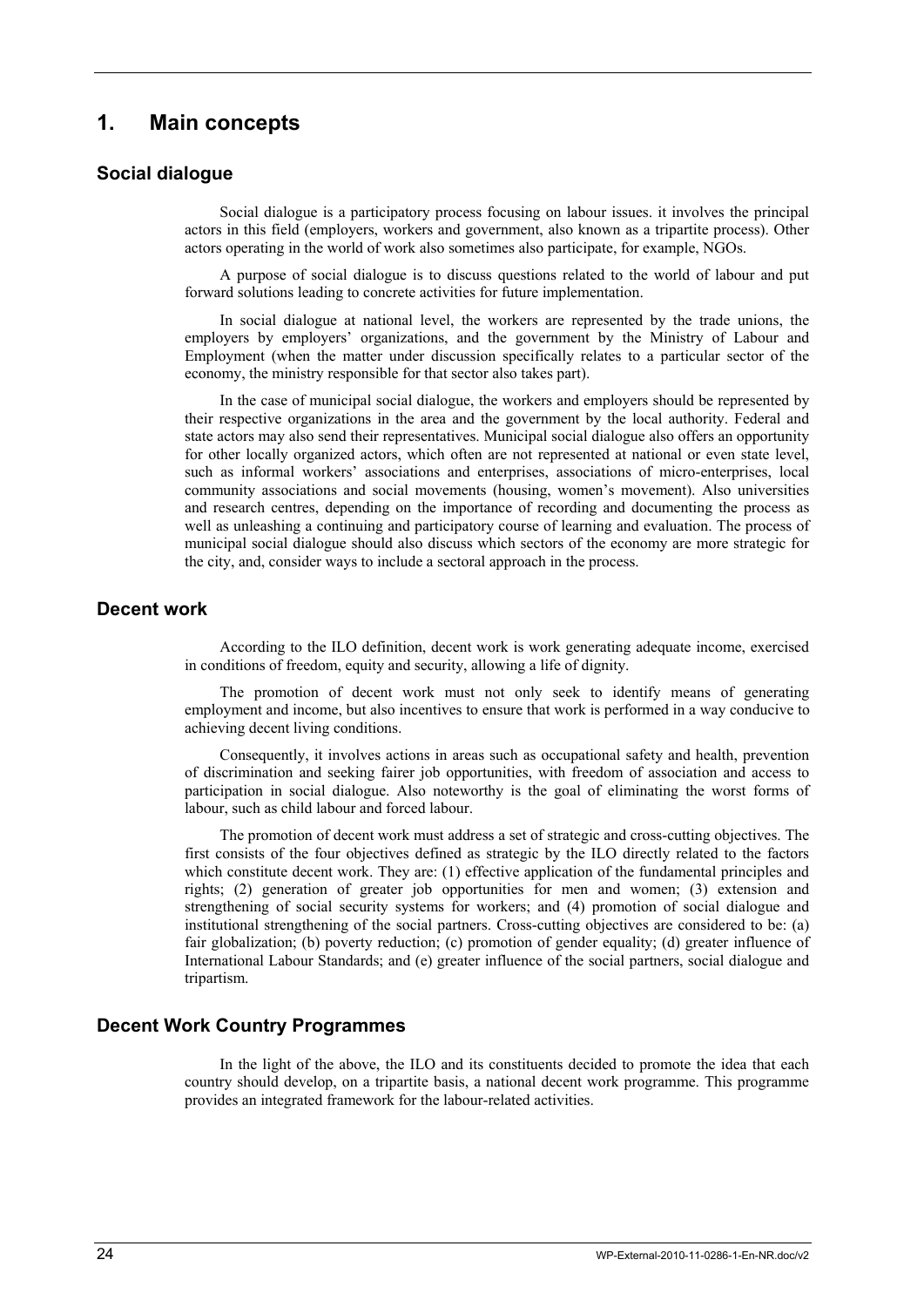# 1. Main concepts

## Social dialogue

Social dialogue is a participatory process focusing on labour issues. it involves the principal actors in this field (employers, workers and government, also known as a tripartite process). Other actors operating in the world of work also sometimes also participate, for example, NGOs.

A purpose of social dialogue is to discuss questions related to the world of labour and put forward solutions leading to concrete activities for future implementation.

In social dialogue at national level, the workers are represented by the trade unions, the employers by employers' organizations, and the government by the Ministry of Labour and Employment (when the matter under discussion specifically relates to a particular sector of the economy, the ministry responsible for that sector also takes part).

In the case of municipal social dialogue, the workers and employers should be represented by their respective organizations in the area and the government by the local authority. Federal and state actors may also send their representatives. Municipal social dialogue also offers an opportunity for other locally organized actors, which often are not represented at national or even state level, such as informal workers' associations and enterprises, associations of micro-enterprises, local community associations and social movements (housing, women's movement). Also universities and research centres, depending on the importance of recording and documenting the process as well as unleashing a continuing and participatory course of learning and evaluation. The process of municipal social dialogue should also discuss which sectors of the economy are more strategic for the city, and, consider ways to include a sectoral approach in the process.

## Decent work

According to the ILO definition, decent work is work generating adequate income, exercised in conditions of freedom, equity and security, allowing a life of dignity.

The promotion of decent work must not only seek to identify means of generating employment and income, but also incentives to ensure that work is performed in a way conducive to achieving decent living conditions.

Consequently, it involves actions in areas such as occupational safety and health, prevention of discrimination and seeking fairer job opportunities, with freedom of association and access to participation in social dialogue. Also noteworthy is the goal of eliminating the worst forms of labour, such as child labour and forced labour.

The promotion of decent work must address a set of strategic and cross-cutting objectives. The first consists of the four objectives defined as strategic by the ILO directly related to the factors which constitute decent work. They are: (1) effective application of the fundamental principles and rights; (2) generation of greater job opportunities for men and women; (3) extension and strengthening of social security systems for workers; and (4) promotion of social dialogue and institutional strengthening of the social partners. Cross-cutting objectives are considered to be: (a) fair globalization; (b) poverty reduction; (c) promotion of gender equality; (d) greater influence of International Labour Standards; and (e) greater influence of the social partners, social dialogue and tripartism.

## Decent Work Country Programmes

In the light of the above, the ILO and its constituents decided to promote the idea that each country should develop, on a tripartite basis, a national decent work programme. This programme provides an integrated framework for the labour-related activities.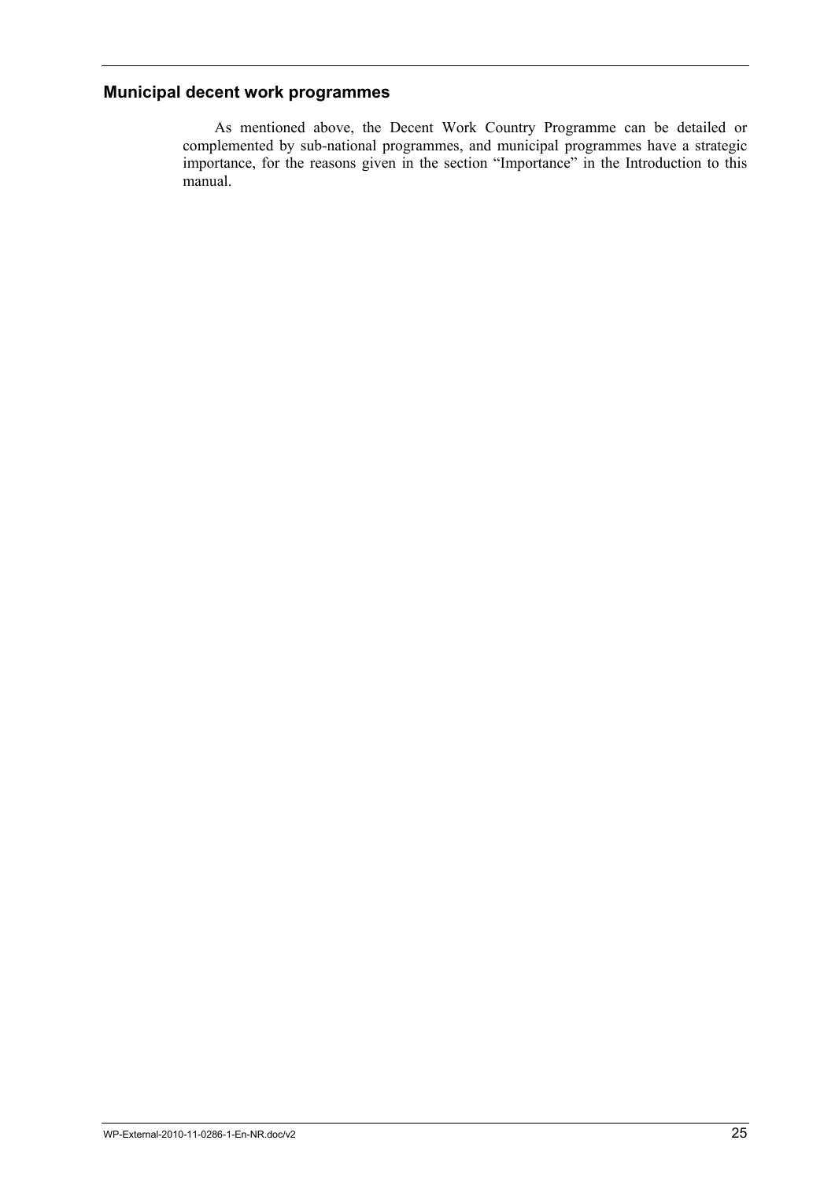## Municipal decent work programmes

As mentioned above, the Decent Work Country Programme can be detailed or complemented by sub-national programmes, and municipal programmes have a strategic importance, for the reasons given in the section "Importance" in the Introduction to this manual.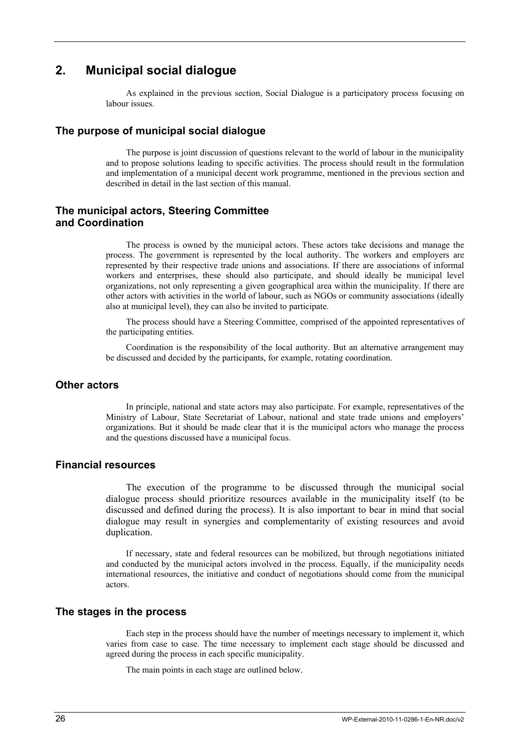# 2. Municipal social dialogue

As explained in the previous section, Social Dialogue is a participatory process focusing on labour issues.

### The purpose of municipal social dialogue

The purpose is joint discussion of questions relevant to the world of labour in the municipality and to propose solutions leading to specific activities. The process should result in the formulation and implementation of a municipal decent work programme, mentioned in the previous section and described in detail in the last section of this manual.

### The municipal actors, Steering Committee and Coordination

The process is owned by the municipal actors. These actors take decisions and manage the process. The government is represented by the local authority. The workers and employers are represented by their respective trade unions and associations. If there are associations of informal workers and enterprises, these should also participate, and should ideally be municipal level organizations, not only representing a given geographical area within the municipality. If there are other actors with activities in the world of labour, such as NGOs or community associations (ideally also at municipal level), they can also be invited to participate.

The process should have a Steering Committee, comprised of the appointed representatives of the participating entities.

Coordination is the responsibility of the local authority. But an alternative arrangement may be discussed and decided by the participants, for example, rotating coordination.

### Other actors

In principle, national and state actors may also participate. For example, representatives of the Ministry of Labour, State Secretariat of Labour, national and state trade unions and employers' organizations. But it should be made clear that it is the municipal actors who manage the process and the questions discussed have a municipal focus.

### Financial resources

The execution of the programme to be discussed through the municipal social dialogue process should prioritize resources available in the municipality itself (to be discussed and defined during the process). It is also important to bear in mind that social dialogue may result in synergies and complementarity of existing resources and avoid duplication.

If necessary, state and federal resources can be mobilized, but through negotiations initiated and conducted by the municipal actors involved in the process. Equally, if the municipality needs international resources, the initiative and conduct of negotiations should come from the municipal actors.

### The stages in the process

Each step in the process should have the number of meetings necessary to implement it, which varies from case to case. The time necessary to implement each stage should be discussed and agreed during the process in each specific municipality.

The main points in each stage are outlined below.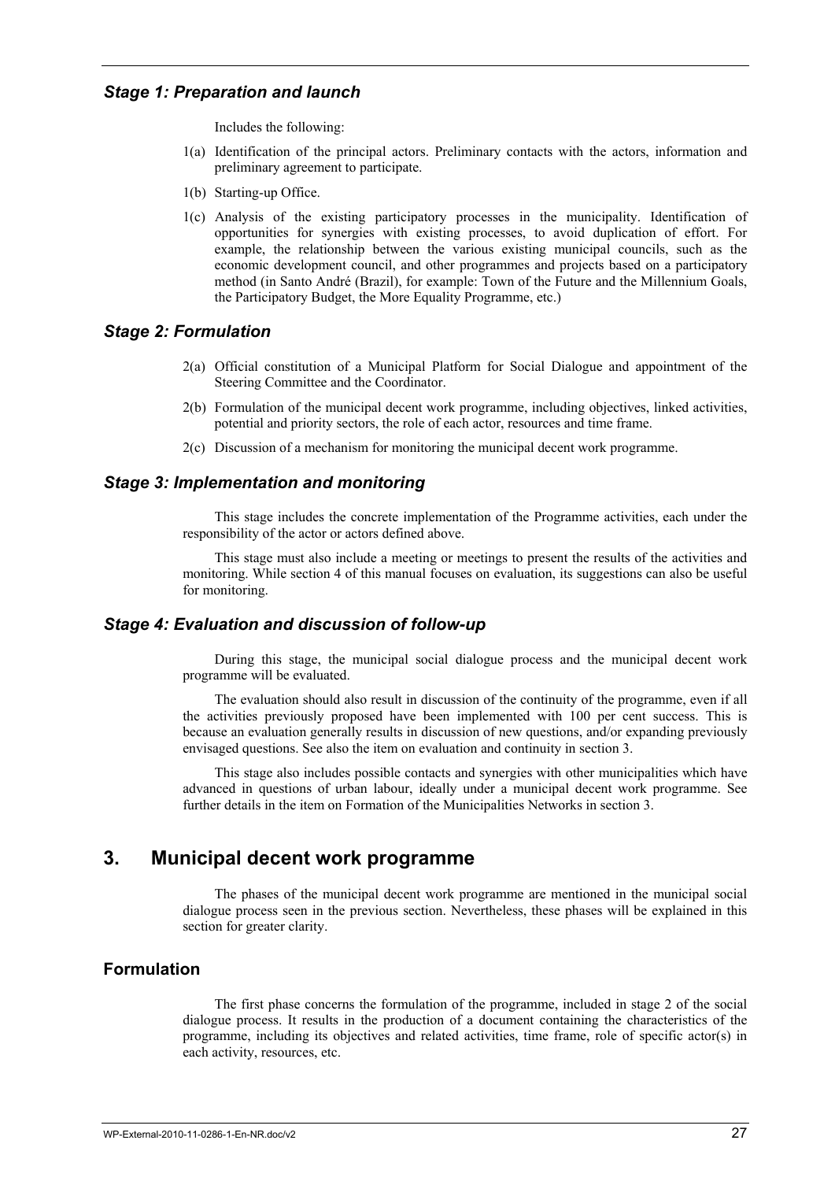### *Stage 1: Preparation and launch*

Includes the following:

1(a) Identification of the principal actors. Preliminary contacts with the actors, information and preliminary agreement to participate.

1(b) Starting-up Office.

1(c) Analysis of the existing participatory processes in the municipality. Identification of opportunities for synergies with existing processes, to avoid duplication of effort. For example, the relationship between the various existing municipal councils, such as the economic development council, and other programmes and projects based on a participatory method (in Santo André (Brazil), for example: Town of the Future and the Millennium Goals, the Participatory Budget, the More Equality Programme, etc.)

### *Stage 2: Formulation*

2(a) Official constitution of a Municipal Platform for Social Dialogue and appointment of the Steering Committee and the Coordinator.

2(b) Formulation of the municipal decent work programme, including objectives, linked activities, potential and priority sectors, the role of each actor, resources and time frame.

2(c) Discussion of a mechanism for monitoring the municipal decent work programme.

### *Stage 3: Implementation and monitoring*

This stage includes the concrete implementation of the Programme activities, each under the responsibility of the actor or actors defined above.

This stage must also include a meeting or meetings to present the results of the activities and monitoring. While section 4 of this manual focuses on evaluation, its suggestions can also be useful for monitoring.

### *Stage 4: Evaluation and discussion of follow-up*

During this stage, the municipal social dialogue process and the municipal decent work programme will be evaluated.

The evaluation should also result in discussion of the continuity of the programme, even if all the activities previously proposed have been implemented with 100 per cent success. This is because an evaluation generally results in discussion of new questions, and/or expanding previously envisaged questions. See also the item on evaluation and continuity in section 3.

This stage also includes possible contacts and synergies with other municipalities which have advanced in questions of urban labour, ideally under a municipal decent work programme. See further details in the item on Formation of the Municipalities Networks in section 3.

## 3. Municipal decent work programme

The phases of the municipal decent work programme are mentioned in the municipal social dialogue process seen in the previous section. Nevertheless, these phases will be explained in this section for greater clarity.

### Formulation

The first phase concerns the formulation of the programme, included in stage 2 of the social dialogue process. It results in the production of a document containing the characteristics of the programme, including its objectives and related activities, time frame, role of specific actor(s) in each activity, resources, etc.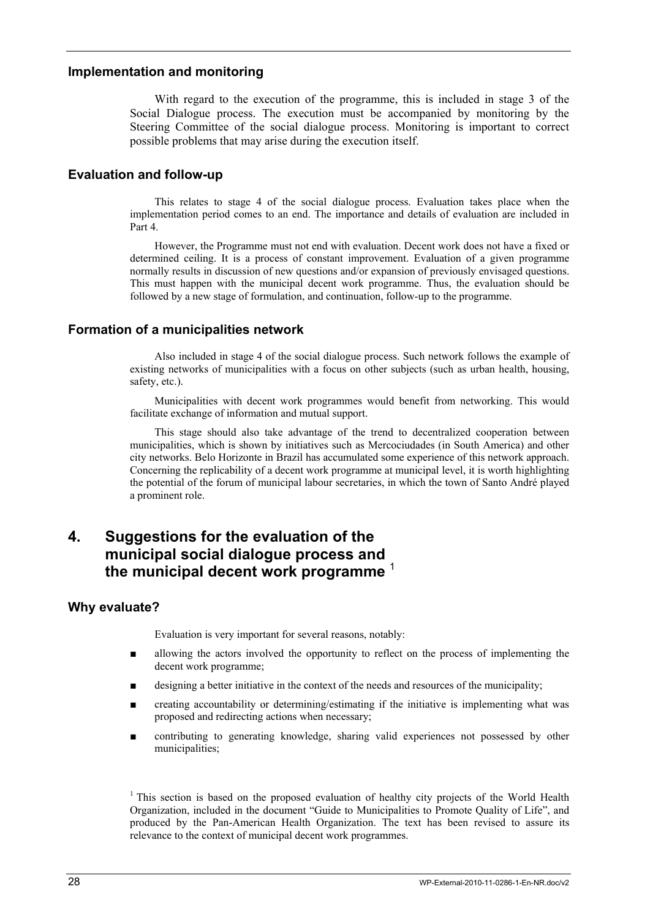### Implementation and monitoring

With regard to the execution of the programme, this is included in stage 3 of the Social Dialogue process. The execution must be accompanied by monitoring by the Steering Committee of the social dialogue process. Monitoring is important to correct possible problems that may arise during the execution itself.

### Evaluation and follow-up

This relates to stage 4 of the social dialogue process. Evaluation takes place when the implementation period comes to an end. The importance and details of evaluation are included in Part 4.

However, the Programme must not end with evaluation. Decent work does not have a fixed or determined ceiling. It is a process of constant improvement. Evaluation of a given programme normally results in discussion of new questions and/or expansion of previously envisaged questions. This must happen with the municipal decent work programme. Thus, the evaluation should be followed by a new stage of formulation, and continuation, follow-up to the programme.

### Formation of a municipalities network

Also included in stage 4 of the social dialogue process. Such network follows the example of existing networks of municipalities with a focus on other subjects (such as urban health, housing, safety, etc.).

Municipalities with decent work programmes would benefit from networking. This would facilitate exchange of information and mutual support.

This stage should also take advantage of the trend to decentralized cooperation between municipalities, which is shown by initiatives such as Mercociudades (in South America) and other city networks. Belo Horizonte in Brazil has accumulated some experience of this network approach. Concerning the replicability of a decent work programme at municipal level, it is worth highlighting the potential of the forum of municipal labour secretaries, in which the town of Santo André played a prominent role.

## 4. Suggestions for the evaluation of the municipal social dialogue process and the municipal decent work programme [1]

### Why evaluate?

Evaluation is very important for several reasons, notably:

- allowing the actors involved the opportunity to reflect on the process of implementing the decent work programme;
- designing a better initiative in the context of the needs and resources of the municipality;
- creating accountability or determining/estimating if the initiative is implementing what was proposed and redirecting actions when necessary;
- contributing to generating knowledge, sharing valid experiences not possessed by other municipalities;

[1] This section is based on the proposed evaluation of healthy city projects of the World Health Organization, included in the document "Guide to Municipalities to Promote Quality of Life", and produced by the Pan-American Health Organization. The text has been revised to assure its relevance to the context of municipal decent work programmes.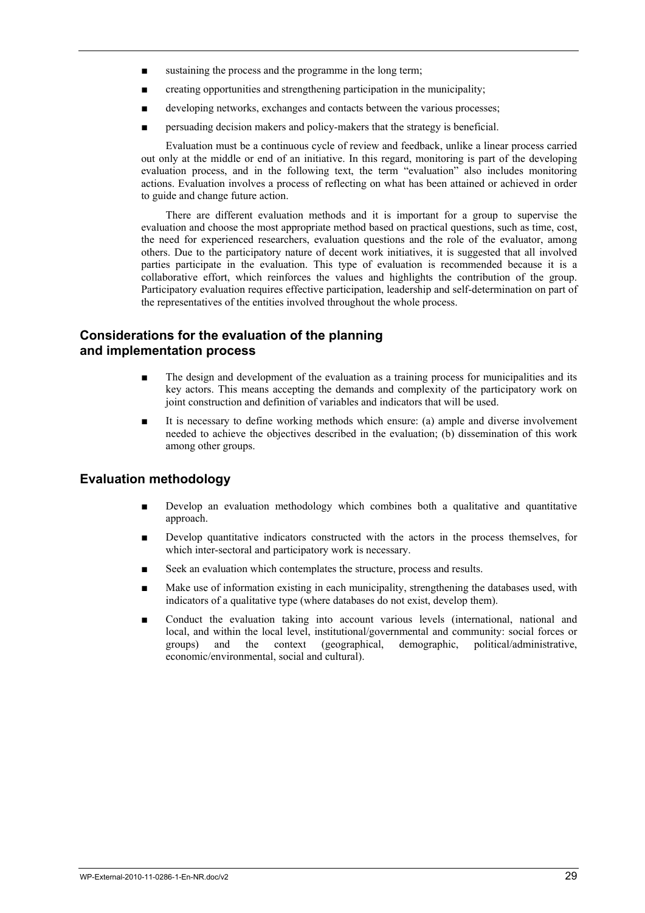- sustaining the process and the programme in the long term;
- creating opportunities and strengthening participation in the municipality;
- developing networks, exchanges and contacts between the various processes;
- persuading decision makers and policy-makers that the strategy is beneficial.

Evaluation must be a continuous cycle of review and feedback, unlike a linear process carried out only at the middle or end of an initiative. In this regard, monitoring is part of the developing evaluation process, and in the following text, the term "evaluation" also includes monitoring actions. Evaluation involves a process of reflecting on what has been attained or achieved in order to guide and change future action.

There are different evaluation methods and it is important for a group to supervise the evaluation and choose the most appropriate method based on practical questions, such as time, cost, the need for experienced researchers, evaluation questions and the role of the evaluator, among others. Due to the participatory nature of decent work initiatives, it is suggested that all involved parties participate in the evaluation. This type of evaluation is recommended because it is a collaborative effort, which reinforces the values and highlights the contribution of the group. Participatory evaluation requires effective participation, leadership and self-determination on part of the representatives of the entities involved throughout the whole process.

## Considerations for the evaluation of the planning and implementation process

- The design and development of the evaluation as a training process for municipalities and its key actors. This means accepting the demands and complexity of the participatory work on joint construction and definition of variables and indicators that will be used.
- It is necessary to define working methods which ensure: (a) ample and diverse involvement needed to achieve the objectives described in the evaluation; (b) dissemination of this work among other groups.

## Evaluation methodology

- Develop an evaluation methodology which combines both a qualitative and quantitative approach.
- Develop quantitative indicators constructed with the actors in the process themselves, for which inter-sectoral and participatory work is necessary.
- Seek an evaluation which contemplates the structure, process and results.
- Make use of information existing in each municipality, strengthening the databases used, with indicators of a qualitative type (where databases do not exist, develop them).
- Conduct the evaluation taking into account various levels (international, national and local, and within the local level, institutional/governmental and community: social forces or groups) and the context (geographical, demographic, political/administrative, economic/environmental, social and cultural).